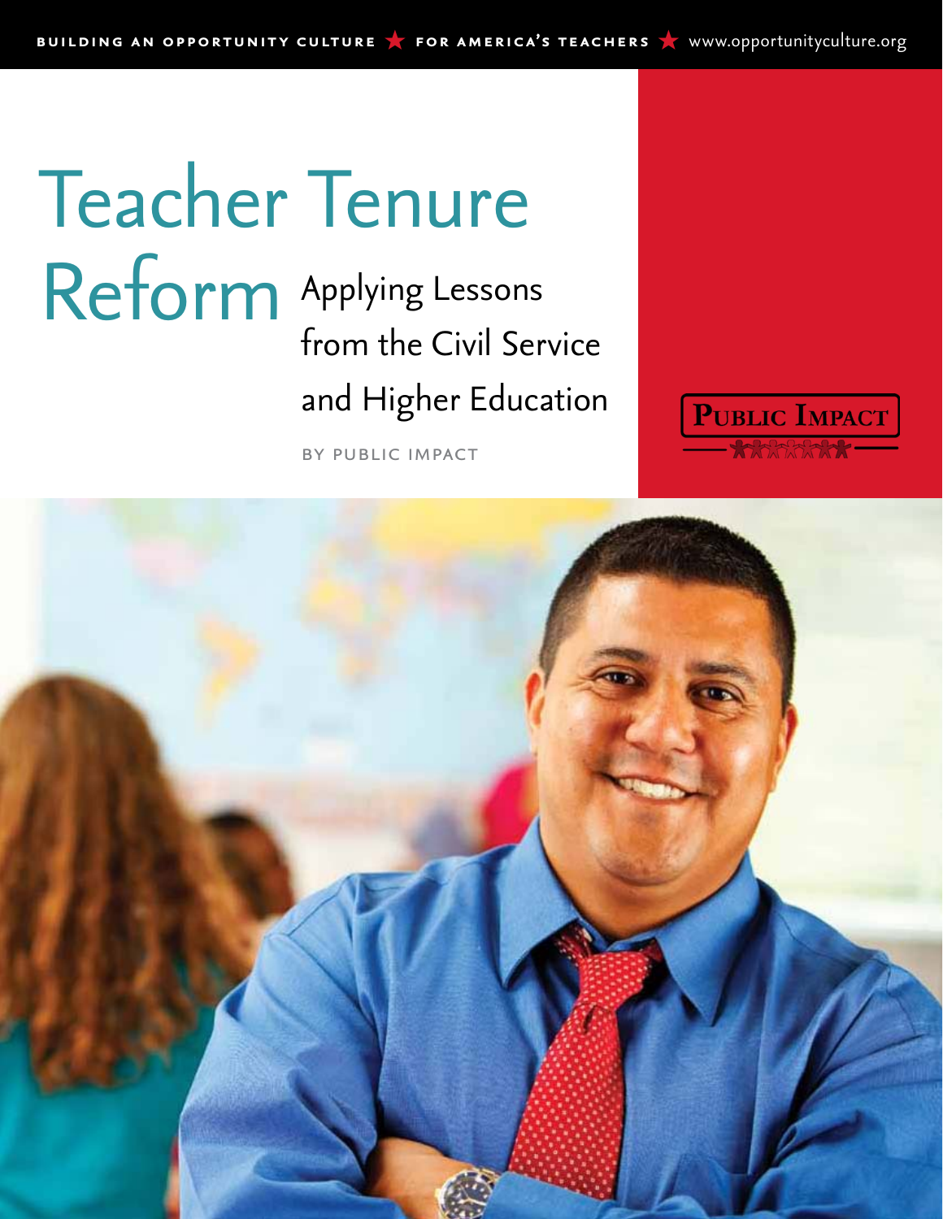BUILDING AN OPPORTUNITY CULTURE ★ FOR AMERICA'S TEACHERS ★ www.opportunityculture.org

# Teacher Tenure Reform

## Applying Lessons from the Civil Service and Higher Education

BY PUBLIC IMPACT

PUBLIC IMPACT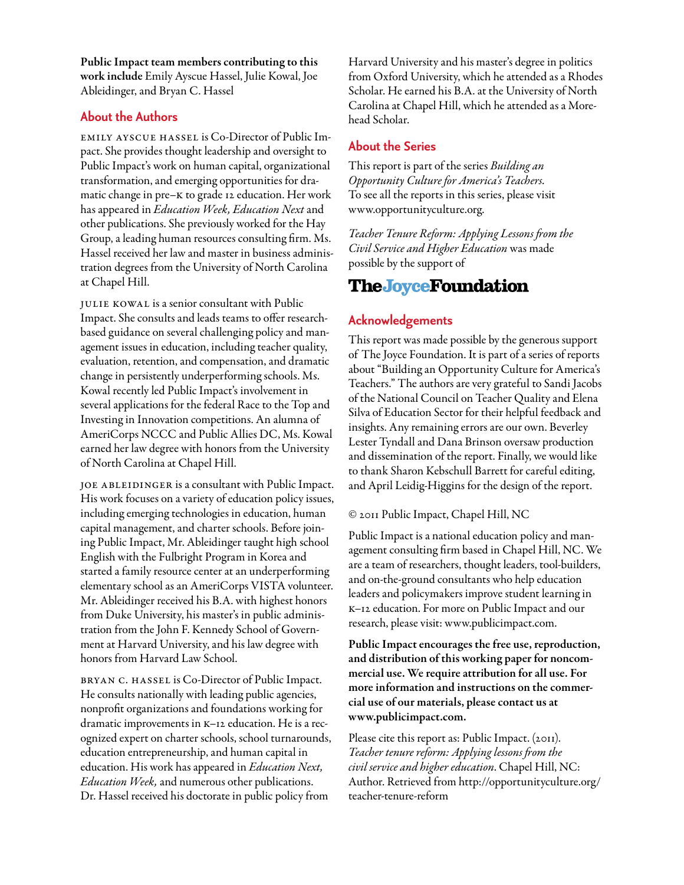**Public Impact team members contributing to this work include** Emily Ayscue Hassel, Julie Kowal, Joe Ableidinger, and Bryan C. Hassel

## About the Authors

EMILY AYSCUE HASSEL is Co-Director of Public Impact. She provides thought leadership and oversight to Public Impact's work on human capital, organizational transformation, and emerging opportunities for dramatic change in pre–K to grade 12 education. Her work has appeared in *Education Week, Education Next* and other publications. She previously worked for the Hay Group, a leading human resources consulting firm. Ms. Hassel received her law and master in business administration degrees from the University of North Carolina at Chapel Hill.

JULIE KOWAL is a senior consultant with Public Impact. She consults and leads teams to offer research-based guidance on several challenging policy and management issues in education, including teacher quality, evaluation, retention, and compensation, and dramatic change in persistently underperforming schools. Ms. Kowal recently led Public Impact's involvement in several applications for the federal Race to the Top and Investing in Innovation competitions. An alumna of AmeriCorps NCCC and Public Allies DC, Ms. Kowal earned her law degree with honors from the University of North Carolina at Chapel Hill.

JOE ABLEIDINGER is a consultant with Public Impact. His work focuses on a variety of education policy issues, including emerging technologies in education, human capital management, and charter schools. Before joining Public Impact, Mr. Ableidinger taught high school English with the Fulbright Program in Korea and started a family resource center at an underperforming elementary school as an AmeriCorps VISTA volunteer. Mr. Ableidinger received his B.A. with highest honors from Duke University, his master's in public administration from the John F. Kennedy School of Government at Harvard University, and his law degree with honors from Harvard Law School.

BRYAN C. HASSEL is Co-Director of Public Impact. He consults nationally with leading public agencies, nonprofit organizations and foundations working for dramatic improvements in K–12 education. He is a recognized expert on charter schools, school turnarounds, education entrepreneurship, and human capital in education. His work has appeared in *Education Next, Education Week,* and numerous other publications. Dr. Hassel received his doctorate in public policy from Harvard University and his master's degree in politics from Oxford University, which he attended as a Rhodes Scholar. He earned his B.A. at the University of North Carolina at Chapel Hill, which he attended as a Morehead Scholar.

## About the Series

This report is part of the series *Building an Opportunity Culture for America's Teachers.* To see all the reports in this series, please visit www.opportunityculture.org.

*Teacher Tenure Reform: Applying Lessons from the Civil Service and Higher Education* was made possible by the support of

**TheJoyceFoundation**

## Acknowledgements

This report was made possible by the generous support of The Joyce Foundation. It is part of a series of reports about "Building an Opportunity Culture for America's Teachers." The authors are very grateful to Sandi Jacobs of the National Council on Teacher Quality and Elena Silva of Education Sector for their helpful feedback and insights. Any remaining errors are our own. Beverley Lester Tyndall and Dana Brinson oversaw production and dissemination of the report. Finally, we would like to thank Sharon Kebschull Barrett for careful editing, and April Leidig-Higgins for the design of the report.

© 2011 Public Impact, Chapel Hill, NC

Public Impact is a national education policy and management consulting firm based in Chapel Hill, NC. We are a team of researchers, thought leaders, tool-builders, and on-the-ground consultants who help education leaders and policymakers improve student learning in K–12 education. For more on Public Impact and our research, please visit: www.publicimpact.com.

**Public Impact encourages the free use, reproduction, and distribution of this working paper for noncommercial use. We require attribution for all use. For more information and instructions on the commercial use of our materials, please contact us at www.publicimpact.com.**

Please cite this report as: Public Impact. (2011). *Teacher tenure reform: Applying lessons from the civil service and higher education*. Chapel Hill, NC: Author. Retrieved from http://opportunityculture.org/teacher-tenure-reform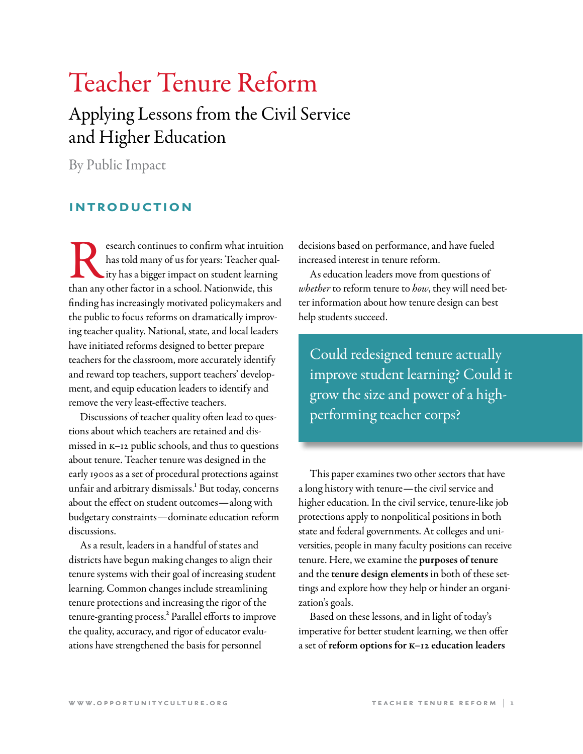# Teacher Tenure Reform

## Applying Lessons from the Civil Service and Higher Education

By Public Impact

### INTRODUCTION

Research continues to confirm what intuition has told many of us for years: Teacher quality has a bigger impact on student learning than any other factor in a school. Nationwide, this finding has increasingly motivated policymakers and the public to focus reforms on dramatically improving teacher quality. National, state, and local leaders have initiated reforms designed to better prepare teachers for the classroom, more accurately identify and reward top teachers, support teachers' development, and equip education leaders to identify and remove the very least-effective teachers.

Discussions of teacher quality often lead to questions about which teachers are retained and dismissed in K–12 public schools, and thus to questions about tenure. Teacher tenure was designed in the early 1900s as a set of procedural protections against unfair and arbitrary dismissals.[1] But today, concerns about the effect on student outcomes—along with budgetary constraints—dominate education reform discussions.

As a result, leaders in a handful of states and districts have begun making changes to align their tenure systems with their goal of increasing student learning. Common changes include streamlining tenure protections and increasing the rigor of the tenure-granting process.[2] Parallel efforts to improve the quality, accuracy, and rigor of educator evaluations have strengthened the basis for personnel decisions based on performance, and have fueled increased interest in tenure reform.

As education leaders move from questions of *whether* to reform tenure to *how*, they will need better information about how tenure design can best help students succeed.

> Could redesigned tenure actually improve student learning? Could it grow the size and power of a high-performing teacher corps?

This paper examines two other sectors that have a long history with tenure—the civil service and higher education. In the civil service, tenure-like job protections apply to nonpolitical positions in both state and federal governments. At colleges and universities, people in many faculty positions can receive tenure. Here, we examine the **purposes of tenure** and the **tenure design elements** in both of these settings and explore how they help or hinder an organization's goals.

Based on these lessons, and in light of today's imperative for better student learning, we then offer a set of **reform options for K–12 education leaders**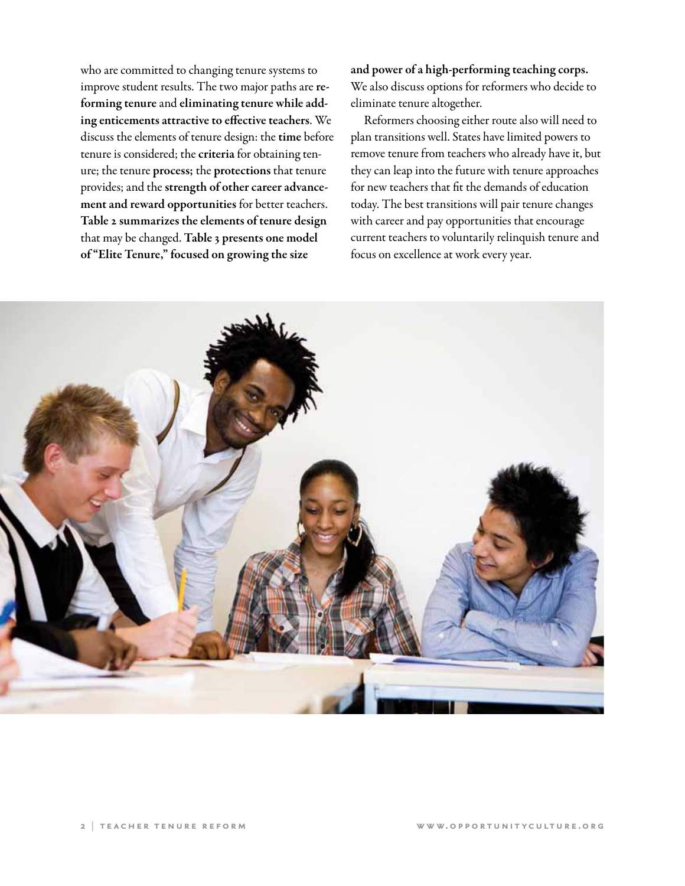who are committed to changing tenure systems to improve student results. The two major paths are **reforming tenure** and **eliminating tenure while adding enticements attractive to effective teachers**. We discuss the elements of tenure design: the **time** before tenure is considered; the **criteria** for obtaining tenure; the tenure **process;** the **protections** that tenure provides; and the **strength of other career advancement and reward opportunities** for better teachers. **Table 2 summarizes the elements of tenure design** that may be changed. **Table 3 presents one model of "Elite Tenure," focused on growing the size and power of a high-performing teaching corps.** We also discuss options for reformers who decide to eliminate tenure altogether.

Reformers choosing either route also will need to plan transitions well. States have limited powers to remove tenure from teachers who already have it, but they can leap into the future with tenure approaches for new teachers that fit the demands of education today. The best transitions will pair tenure changes with career and pay opportunities that encourage current teachers to voluntarily relinquish tenure and focus on excellence at work every year.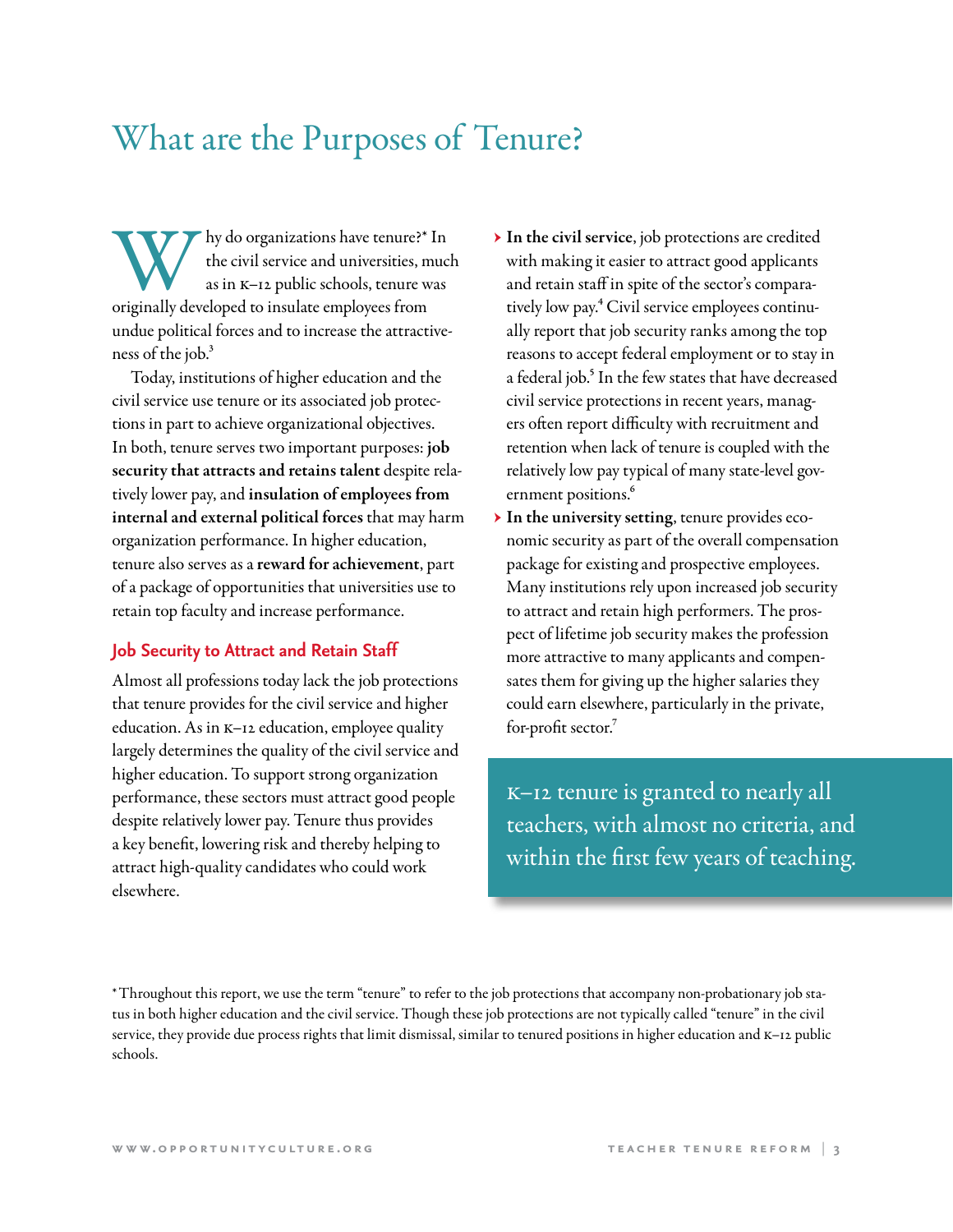# What are the Purposes of Tenure?

Why do organizations have tenure?* In the civil service and universities, much as in K–12 public schools, tenure was originally developed to insulate employees from undue political forces and to increase the attractiveness of the job.[3]

Today, institutions of higher education and the civil service use tenure or its associated job protections in part to achieve organizational objectives. In both, tenure serves two important purposes: **job security that attracts and retains talent** despite relatively lower pay, and **insulation of employees from internal and external political forces** that may harm organization performance. In higher education, tenure also serves as a **reward for achievement**, part of a package of opportunities that universities use to retain top faculty and increase performance.

## Job Security to Attract and Retain Staff

Almost all professions today lack the job protections that tenure provides for the civil service and higher education. As in K–12 education, employee quality largely determines the quality of the civil service and higher education. To support strong organization performance, these sectors must attract good people despite relatively lower pay. Tenure thus provides a key benefit, lowering risk and thereby helping to attract high-quality candidates who could work elsewhere.

- **In the civil service**, job protections are credited with making it easier to attract good applicants and retain staff in spite of the sector's comparatively low pay.[4] Civil service employees continually report that job security ranks among the top reasons to accept federal employment or to stay in a federal job.[5] In the few states that have decreased civil service protections in recent years, managers often report difficulty with recruitment and retention when lack of tenure is coupled with the relatively low pay typical of many state-level government positions.[6]
- **In the university setting**, tenure provides economic security as part of the overall compensation package for existing and prospective employees. Many institutions rely upon increased job security to attract and retain high performers. The prospect of lifetime job security makes the profession more attractive to many applicants and compensates them for giving up the higher salaries they could earn elsewhere, particularly in the private, for-profit sector.[7]

> K–12 tenure is granted to nearly all teachers, with almost no criteria, and within the first few years of teaching.

*Throughout this report, we use the term "tenure" to refer to the job protections that accompany non-probationary job status in both higher education and the civil service. Though these job protections are not typically called "tenure" in the civil service, they provide due process rights that limit dismissal, similar to tenured positions in higher education and K–12 public schools.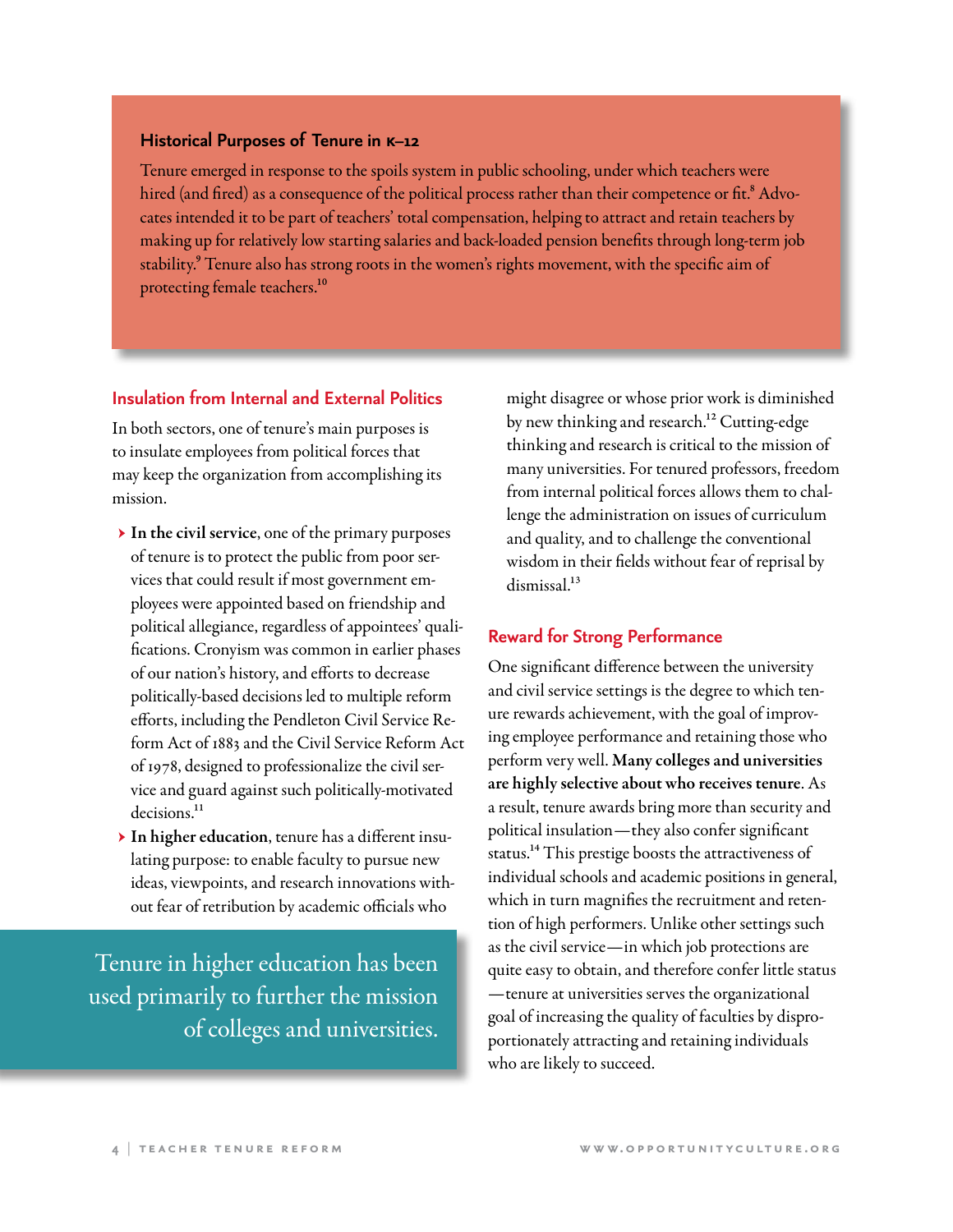### Historical Purposes of Tenure in K–12

Tenure emerged in response to the spoils system in public schooling, under which teachers were hired (and fired) as a consequence of the political process rather than their competence or fit.[8] Advocates intended it to be part of teachers' total compensation, helping to attract and retain teachers by making up for relatively low starting salaries and back-loaded pension benefits through long-term job stability.[9] Tenure also has strong roots in the women's rights movement, with the specific aim of protecting female teachers.[10]

## Insulation from Internal and External Politics

In both sectors, one of tenure's main purposes is to insulate employees from political forces that may keep the organization from accomplishing its mission.

- **In the civil service**, one of the primary purposes of tenure is to protect the public from poor services that could result if most government employees were appointed based on friendship and political allegiance, regardless of appointees' qualifications. Cronyism was common in earlier phases of our nation's history, and efforts to decrease politically-based decisions led to multiple reform efforts, including the Pendleton Civil Service Reform Act of 1883 and the Civil Service Reform Act of 1978, designed to professionalize the civil service and guard against such politically-motivated decisions.[11]
- **In higher education**, tenure has a different insulating purpose: to enable faculty to pursue new ideas, viewpoints, and research innovations without fear of retribution by academic officials who might disagree or whose prior work is diminished by new thinking and research.[12] Cutting-edge thinking and research is critical to the mission of many universities. For tenured professors, freedom from internal political forces allows them to challenge the administration on issues of curriculum and quality, and to challenge the conventional wisdom in their fields without fear of reprisal by dismissal.[13]

> Tenure in higher education has been used primarily to further the mission of colleges and universities.

## Reward for Strong Performance

One significant difference between the university and civil service settings is the degree to which tenure rewards achievement, with the goal of improving employee performance and retaining those who perform very well. **Many colleges and universities are highly selective about who receives tenure**. As a result, tenure awards bring more than security and political insulation—they also confer significant status.[14] This prestige boosts the attractiveness of individual schools and academic positions in general, which in turn magnifies the recruitment and retention of high performers. Unlike other settings such as the civil service—in which job protections are quite easy to obtain, and therefore confer little status—tenure at universities serves the organizational goal of increasing the quality of faculties by disproportionately attracting and retaining individuals who are likely to succeed.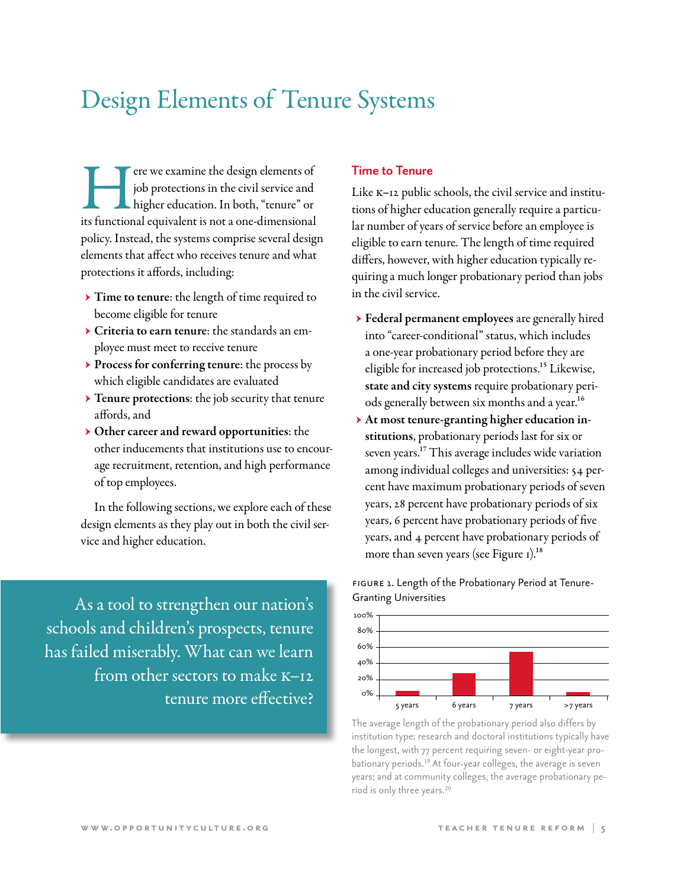# Design Elements of Tenure Systems

Here we examine the design elements of job protections in the civil service and higher education. In both, "tenure" or its functional equivalent is not a one-dimensional policy. Instead, the systems comprise several design elements that affect who receives tenure and what protections it affords, including:

- **Time to tenure**: the length of time required to become eligible for tenure
- **Criteria to earn tenure**: the standards an employee must meet to receive tenure
- **Process for conferring tenure**: the process by which eligible candidates are evaluated
- **Tenure protections**: the job security that tenure affords, and
- **Other career and reward opportunities**: the other inducements that institutions use to encourage recruitment, retention, and high performance of top employees.

In the following sections, we explore each of these design elements as they play out in both the civil service and higher education.

> As a tool to strengthen our nation's schools and children's prospects, tenure has failed miserably. What can we learn from other sectors to make K–12 tenure more effective?

## Time to Tenure

Like K–12 public schools, the civil service and institutions of higher education generally require a particular number of years of service before an employee is eligible to earn tenure. The length of time required differs, however, with higher education typically requiring a much longer probationary period than jobs in the civil service.

- **Federal permanent employees** are generally hired into "career-conditional" status, which includes a one-year probationary period before they are eligible for increased job protections.[15] Likewise, **state and city systems** require probationary periods generally between six months and a year.[16]
- **At most tenure-granting higher education institutions**, probationary periods last for six or seven years.[17] This average includes wide variation among individual colleges and universities: 54 percent have maximum probationary periods of seven years, 28 percent have probationary periods of six years, 6 percent have probationary periods of five years, and 4 percent have probationary periods of more than seven years (see Figure 1).[18]

FIGURE 1. Length of the Probationary Period at Tenure-Granting Universities

| Probationary period | Percent |
|---|---|
| 5 years | 6% |
| 6 years | 28% |
| 7 years | 54% |
| >7 years | 4% |

The average length of the probationary period also differs by institution type: research and doctoral institutions typically have the longest, with 77 percent requiring seven- or eight-year probationary periods.[19] At four-year colleges, the average is seven years; and at community colleges, the average probationary period is only three years.[20]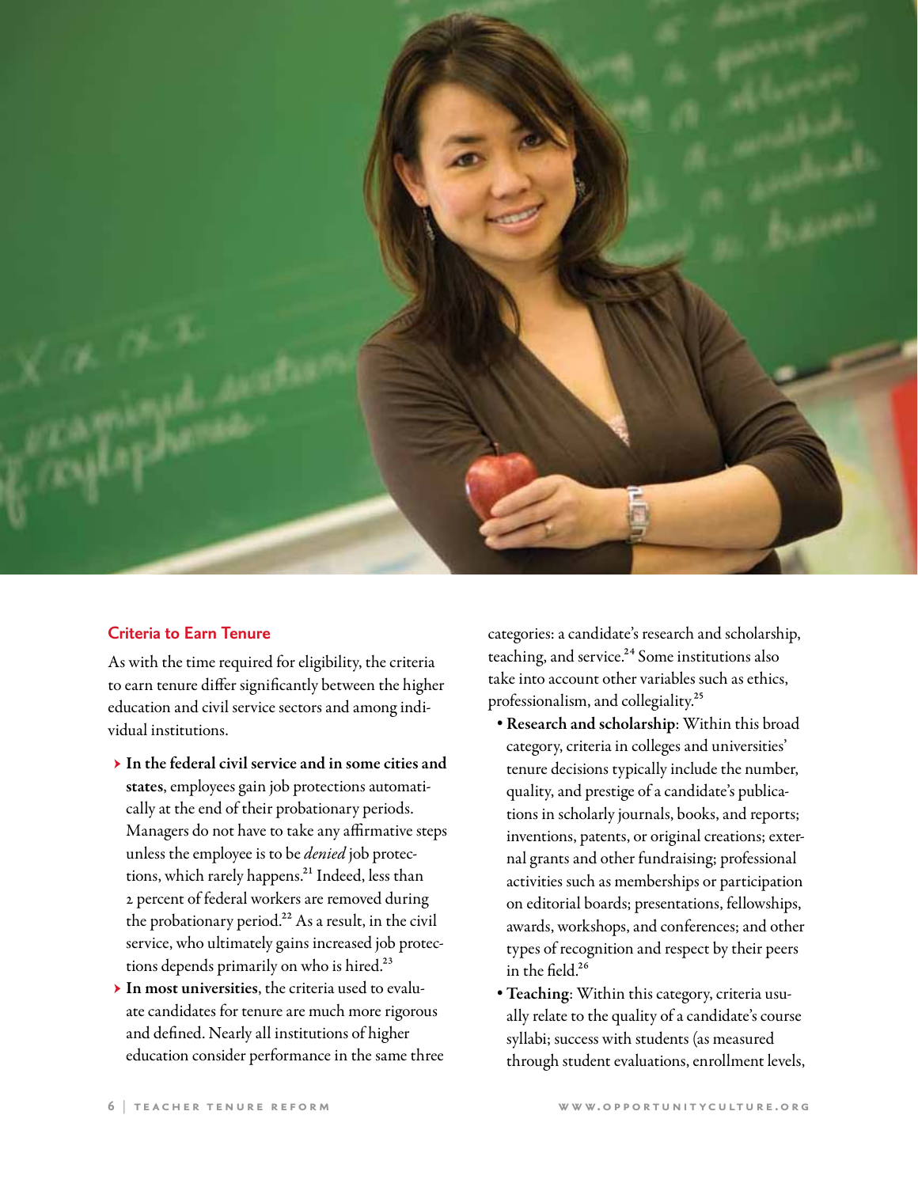## Criteria to Earn Tenure

As with the time required for eligibility, the criteria to earn tenure differ significantly between the higher education and civil service sectors and among individual institutions.

- **In the federal civil service and in some cities and states**, employees gain job protections automatically at the end of their probationary periods. Managers do not have to take any affirmative steps unless the employee is to be *denied* job protections, which rarely happens.[21] Indeed, less than 2 percent of federal workers are removed during the probationary period.[22] As a result, in the civil service, who ultimately gains increased job protections depends primarily on who is hired.[23]
- **In most universities**, the criteria used to evaluate candidates for tenure are much more rigorous and defined. Nearly all institutions of higher education consider performance in the same three categories: a candidate's research and scholarship, teaching, and service.[24] Some institutions also take into account other variables such as ethics, professionalism, and collegiality.[25]
  - **Research and scholarship**: Within this broad category, criteria in colleges and universities' tenure decisions typically include the number, quality, and prestige of a candidate's publications in scholarly journals, books, and reports; inventions, patents, or original creations; external grants and other fundraising; professional activities such as memberships or participation on editorial boards; presentations, fellowships, awards, workshops, and conferences; and other types of recognition and respect by their peers in the field.[26]
  - **Teaching**: Within this category, criteria usually relate to the quality of a candidate's course syllabi; success with students (as measured through student evaluations, enrollment levels,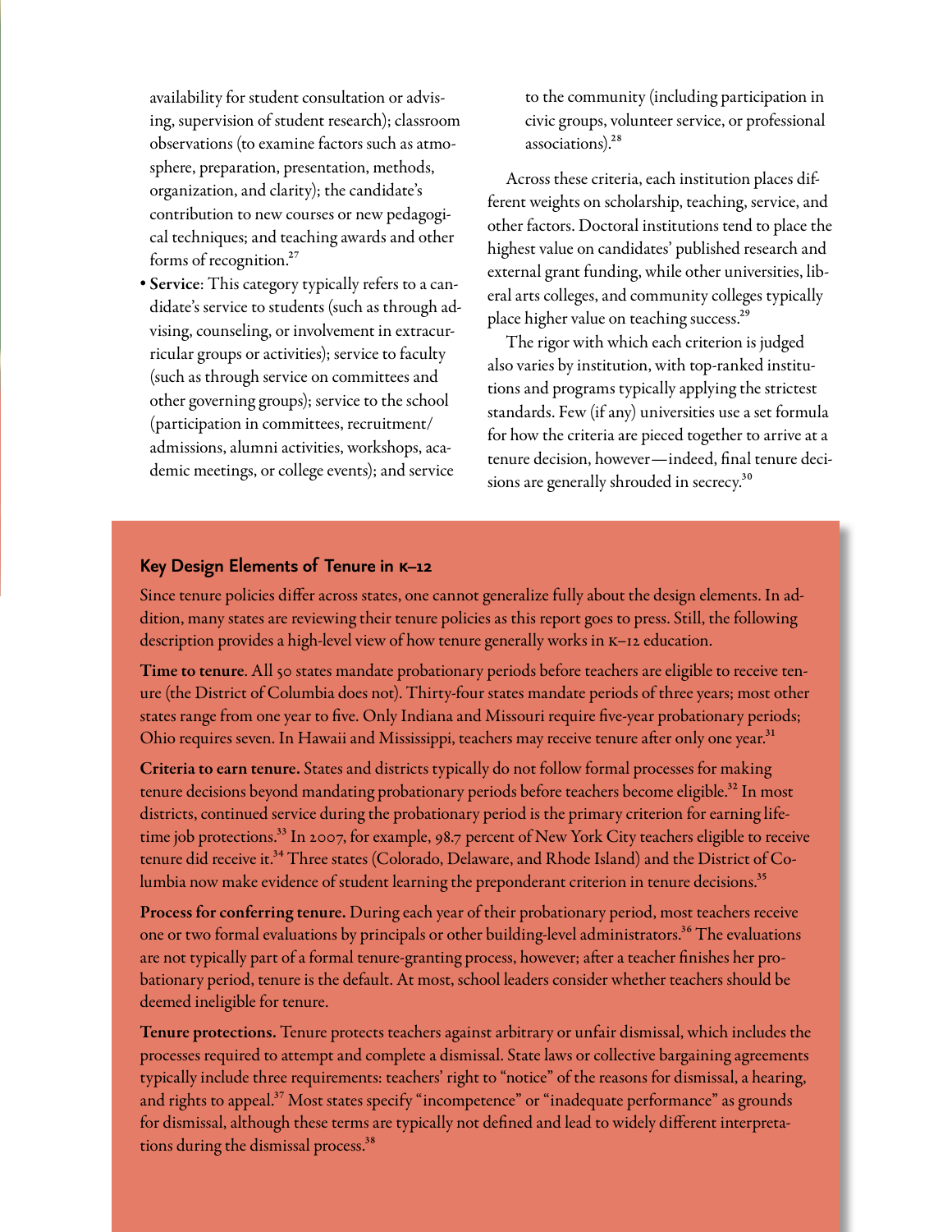availability for student consultation or advising, supervision of student research); classroom observations (to examine factors such as atmosphere, preparation, presentation, methods, organization, and clarity); the candidate's contribution to new courses or new pedagogical techniques; and teaching awards and other forms of recognition.[27]

- **Service**: This category typically refers to a candidate's service to students (such as through advising, counseling, or involvement in extracurricular groups or activities); service to faculty (such as through service on committees and other governing groups); service to the school (participation in committees, recruitment/admissions, alumni activities, workshops, academic meetings, or college events); and service to the community (including participation in civic groups, volunteer service, or professional associations).[28]

Across these criteria, each institution places different weights on scholarship, teaching, service, and other factors. Doctoral institutions tend to place the highest value on candidates' published research and external grant funding, while other universities, liberal arts colleges, and community colleges typically place higher value on teaching success.[29]

The rigor with which each criterion is judged also varies by institution, with top-ranked institutions and programs typically applying the strictest standards. Few (if any) universities use a set formula for how the criteria are pieced together to arrive at a tenure decision, however—indeed, final tenure decisions are generally shrouded in secrecy.[30]

## Key Design Elements of Tenure in K–12

Since tenure policies differ across states, one cannot generalize fully about the design elements. In addition, many states are reviewing their tenure policies as this report goes to press. Still, the following description provides a high-level view of how tenure generally works in K–12 education.

**Time to tenure**. All 50 states mandate probationary periods before teachers are eligible to receive tenure (the District of Columbia does not). Thirty-four states mandate periods of three years; most other states range from one year to five. Only Indiana and Missouri require five-year probationary periods; Ohio requires seven. In Hawaii and Mississippi, teachers may receive tenure after only one year.[31]

**Criteria to earn tenure.** States and districts typically do not follow formal processes for making tenure decisions beyond mandating probationary periods before teachers become eligible.[32] In most districts, continued service during the probationary period is the primary criterion for earning lifetime job protections.[33] In 2007, for example, 98.7 percent of New York City teachers eligible to receive tenure did receive it.[34] Three states (Colorado, Delaware, and Rhode Island) and the District of Columbia now make evidence of student learning the preponderant criterion in tenure decisions.[35]

**Process for conferring tenure.** During each year of their probationary period, most teachers receive one or two formal evaluations by principals or other building-level administrators.[36] The evaluations are not typically part of a formal tenure-granting process, however; after a teacher finishes her probationary period, tenure is the default. At most, school leaders consider whether teachers should be deemed ineligible for tenure.

**Tenure protections.** Tenure protects teachers against arbitrary or unfair dismissal, which includes the processes required to attempt and complete a dismissal. State laws or collective bargaining agreements typically include three requirements: teachers' right to "notice" of the reasons for dismissal, a hearing, and rights to appeal.[37] Most states specify "incompetence" or "inadequate performance" as grounds for dismissal, although these terms are typically not defined and lead to widely different interpretations during the dismissal process.[38]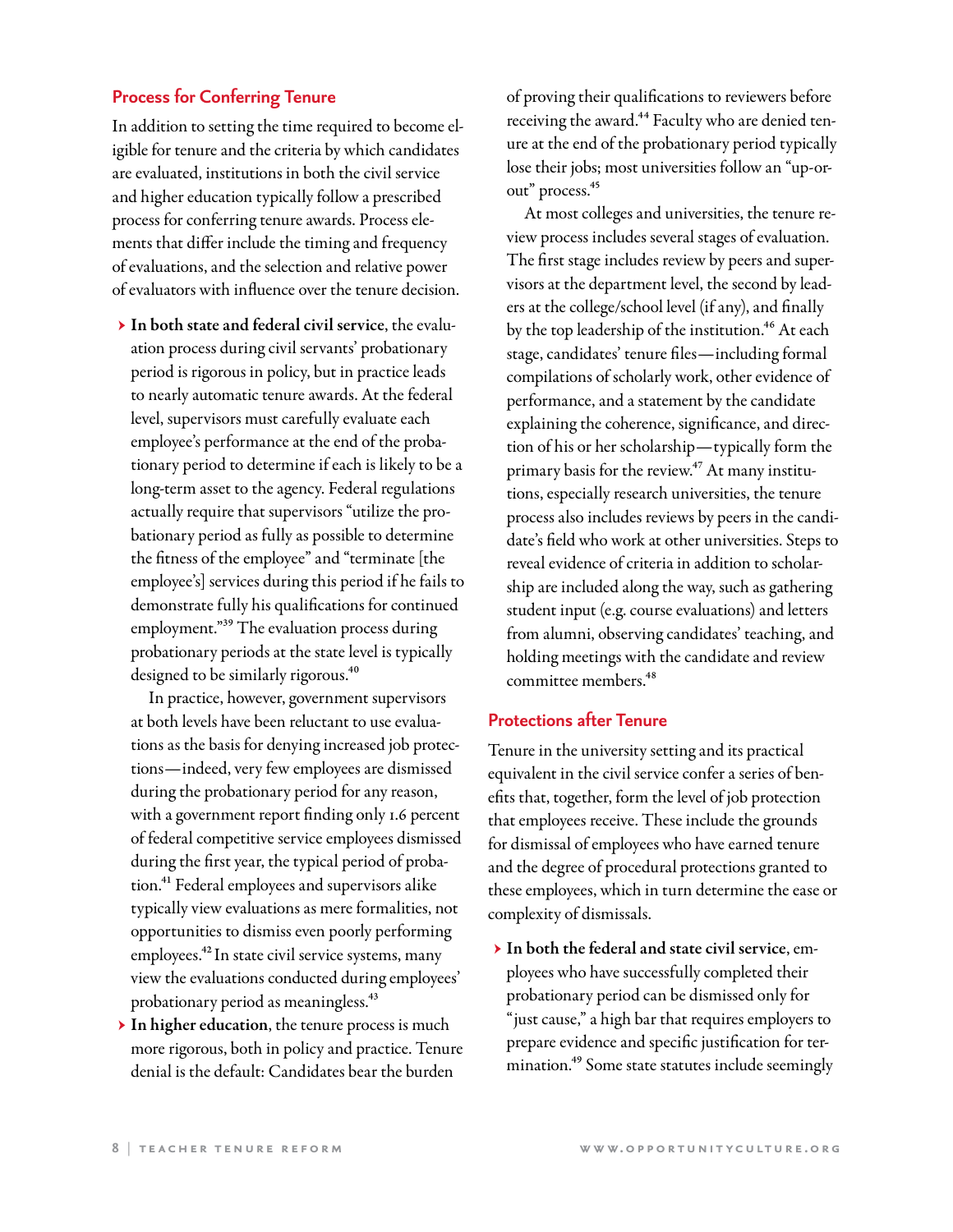### Process for Conferring Tenure

In addition to setting the time required to become eligible for tenure and the criteria by which candidates are evaluated, institutions in both the civil service and higher education typically follow a prescribed process for conferring tenure awards. Process elements that differ include the timing and frequency of evaluations, and the selection and relative power of evaluators with influence over the tenure decision.

- **In both state and federal civil service**, the evaluation process during civil servants' probationary period is rigorous in policy, but in practice leads to nearly automatic tenure awards. At the federal level, supervisors must carefully evaluate each employee's performance at the end of the probationary period to determine if each is likely to be a long-term asset to the agency. Federal regulations actually require that supervisors "utilize the probationary period as fully as possible to determine the fitness of the employee" and "terminate [the employee's] services during this period if he fails to demonstrate fully his qualifications for continued employment."[39] The evaluation process during probationary periods at the state level is typically designed to be similarly rigorous.[40]

  In practice, however, government supervisors at both levels have been reluctant to use evaluations as the basis for denying increased job protections—indeed, very few employees are dismissed during the probationary period for any reason, with a government report finding only 1.6 percent of federal competitive service employees dismissed during the first year, the typical period of probation.[41] Federal employees and supervisors alike typically view evaluations as mere formalities, not opportunities to dismiss even poorly performing employees.[42] In state civil service systems, many view the evaluations conducted during employees' probationary period as meaningless.[43]

- **In higher education**, the tenure process is much more rigorous, both in policy and practice. Tenure denial is the default: Candidates bear the burden of proving their qualifications to reviewers before receiving the award.[44] Faculty who are denied tenure at the end of the probationary period typically lose their jobs; most universities follow an "up-or-out" process.[45]

  At most colleges and universities, the tenure review process includes several stages of evaluation. The first stage includes review by peers and supervisors at the department level, the second by leaders at the college/school level (if any), and finally by the top leadership of the institution.[46] At each stage, candidates' tenure files—including formal compilations of scholarly work, other evidence of performance, and a statement by the candidate explaining the coherence, significance, and direction of his or her scholarship—typically form the primary basis for the review.[47] At many institutions, especially research universities, the tenure process also includes reviews by peers in the candidate's field who work at other universities. Steps to reveal evidence of criteria in addition to scholarship are included along the way, such as gathering student input (e.g. course evaluations) and letters from alumni, observing candidates' teaching, and holding meetings with the candidate and review committee members.[48]

### Protections after Tenure

Tenure in the university setting and its practical equivalent in the civil service confer a series of benefits that, together, form the level of job protection that employees receive. These include the grounds for dismissal of employees who have earned tenure and the degree of procedural protections granted to these employees, which in turn determine the ease or complexity of dismissals.

- **In both the federal and state civil service**, employees who have successfully completed their probationary period can be dismissed only for "just cause," a high bar that requires employers to prepare evidence and specific justification for termination.[49] Some state statutes include seemingly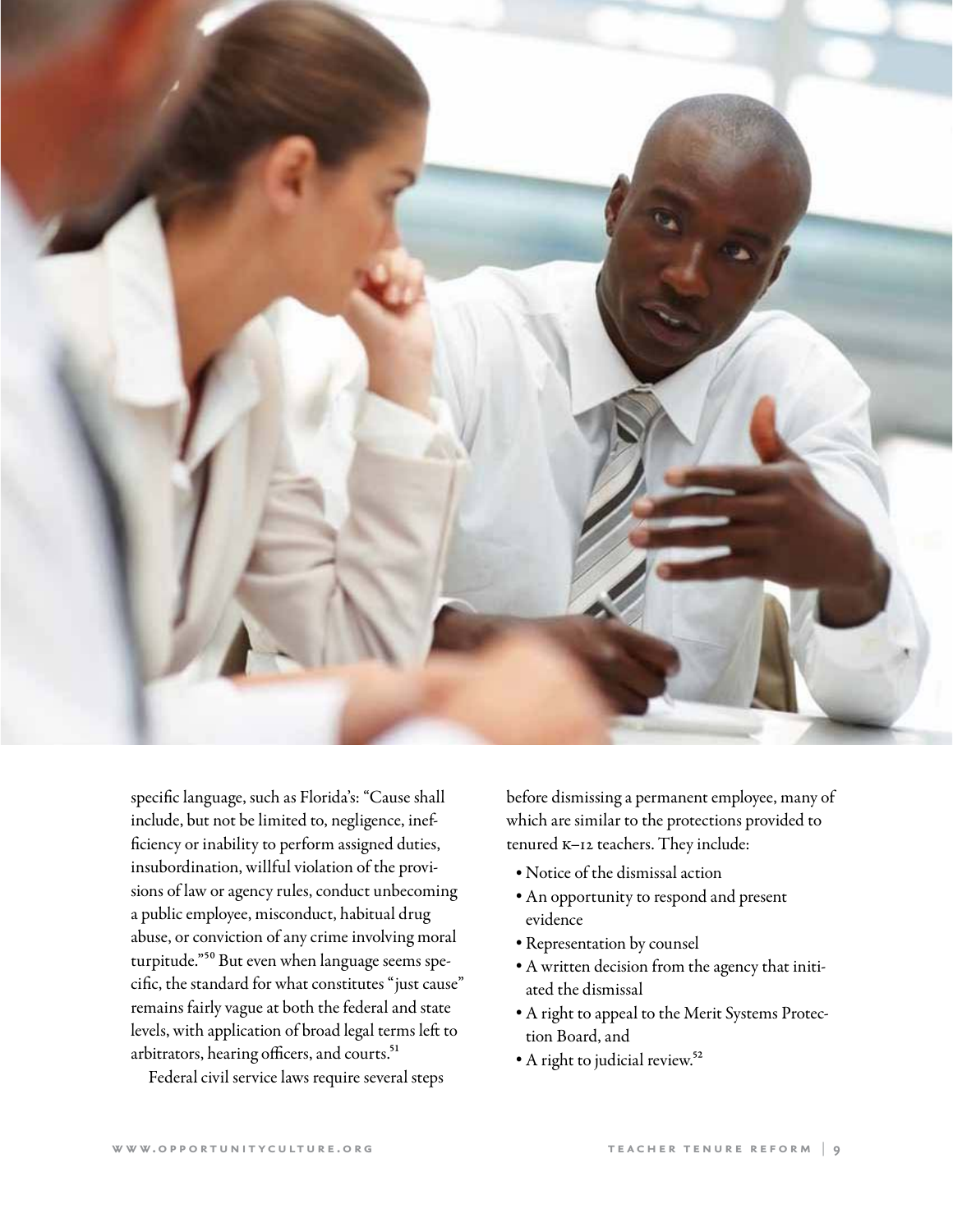specific language, such as Florida's: "Cause shall include, but not be limited to, negligence, inefficiency or inability to perform assigned duties, insubordination, willful violation of the provisions of law or agency rules, conduct unbecoming a public employee, misconduct, habitual drug abuse, or conviction of any crime involving moral turpitude."[50] But even when language seems specific, the standard for what constitutes "just cause" remains fairly vague at both the federal and state levels, with application of broad legal terms left to arbitrators, hearing officers, and courts.[51]

Federal civil service laws require several steps before dismissing a permanent employee, many of which are similar to the protections provided to tenured K–12 teachers. They include:

- Notice of the dismissal action
- An opportunity to respond and present evidence
- Representation by counsel
- A written decision from the agency that initiated the dismissal
- A right to appeal to the Merit Systems Protection Board, and
- A right to judicial review.[52]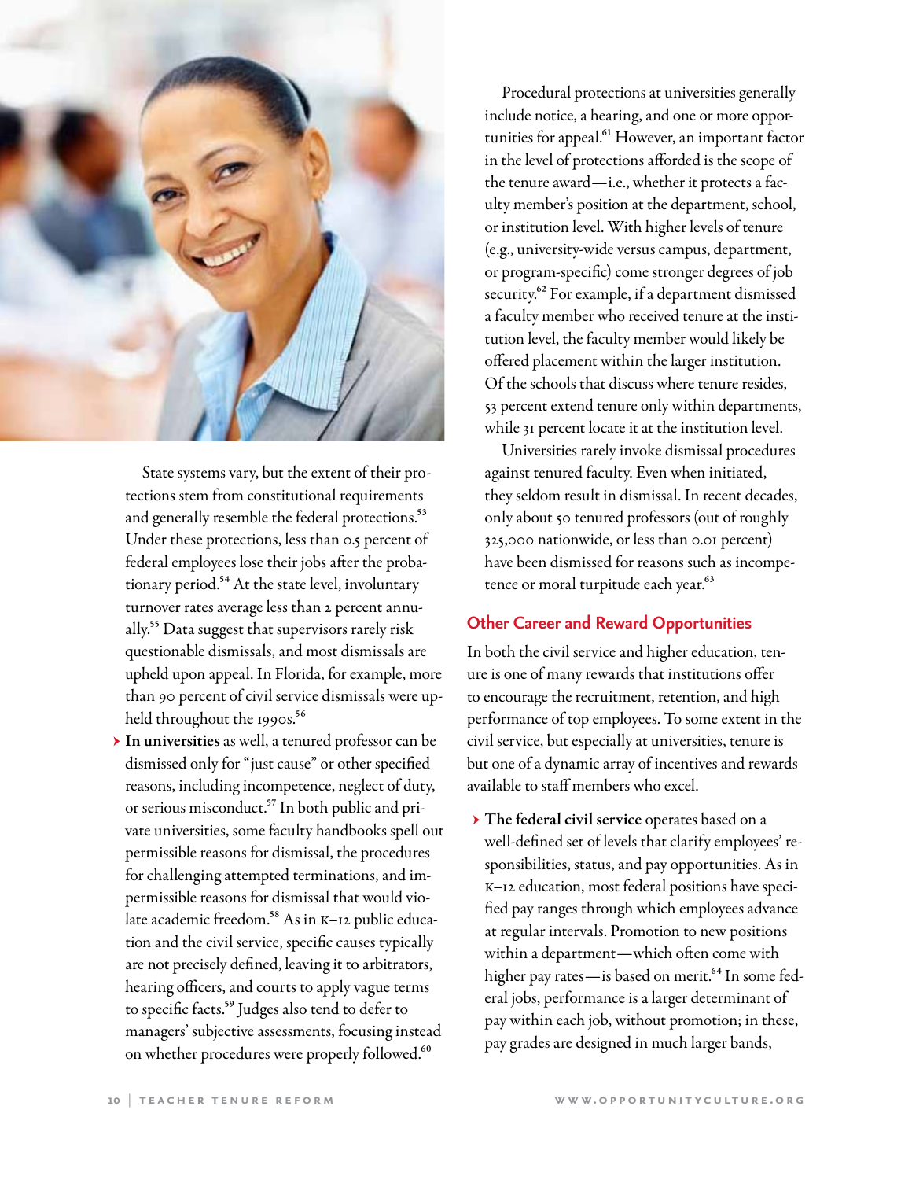State systems vary, but the extent of their protections stem from constitutional requirements and generally resemble the federal protections.[53] Under these protections, less than 0.5 percent of federal employees lose their jobs after the probationary period.[54] At the state level, involuntary turnover rates average less than 2 percent annually.[55] Data suggest that supervisors rarely risk questionable dismissals, and most dismissals are upheld upon appeal. In Florida, for example, more than 90 percent of civil service dismissals were upheld throughout the 1990s.[56]

- **In universities** as well, a tenured professor can be dismissed only for "just cause" or other specified reasons, including incompetence, neglect of duty, or serious misconduct.[57] In both public and private universities, some faculty handbooks spell out permissible reasons for dismissal, the procedures for challenging attempted terminations, and impermissible reasons for dismissal that would violate academic freedom.[58] As in K–12 public education and the civil service, specific causes typically are not precisely defined, leaving it to arbitrators, hearing officers, and courts to apply vague terms to specific facts.[59] Judges also tend to defer to managers' subjective assessments, focusing instead on whether procedures were properly followed.[60]

Procedural protections at universities generally include notice, a hearing, and one or more opportunities for appeal.[61] However, an important factor in the level of protections afforded is the scope of the tenure award—i.e., whether it protects a faculty member's position at the department, school, or institution level. With higher levels of tenure (e.g., university-wide versus campus, department, or program-specific) come stronger degrees of job security.[62] For example, if a department dismissed a faculty member who received tenure at the institution level, the faculty member would likely be offered placement within the larger institution. Of the schools that discuss where tenure resides, 53 percent extend tenure only within departments, while 31 percent locate it at the institution level.

Universities rarely invoke dismissal procedures against tenured faculty. Even when initiated, they seldom result in dismissal. In recent decades, only about 50 tenured professors (out of roughly 325,000 nationwide, or less than 0.01 percent) have been dismissed for reasons such as incompetence or moral turpitude each year.[63]

## Other Career and Reward Opportunities

In both the civil service and higher education, tenure is one of many rewards that institutions offer to encourage the recruitment, retention, and high performance of top employees. To some extent in the civil service, but especially at universities, tenure is but one of a dynamic array of incentives and rewards available to staff members who excel.

- **The federal civil service** operates based on a well-defined set of levels that clarify employees' responsibilities, status, and pay opportunities. As in K–12 education, most federal positions have specified pay ranges through which employees advance at regular intervals. Promotion to new positions within a department—which often come with higher pay rates—is based on merit.[64] In some federal jobs, performance is a larger determinant of pay within each job, without promotion; in these, pay grades are designed in much larger bands,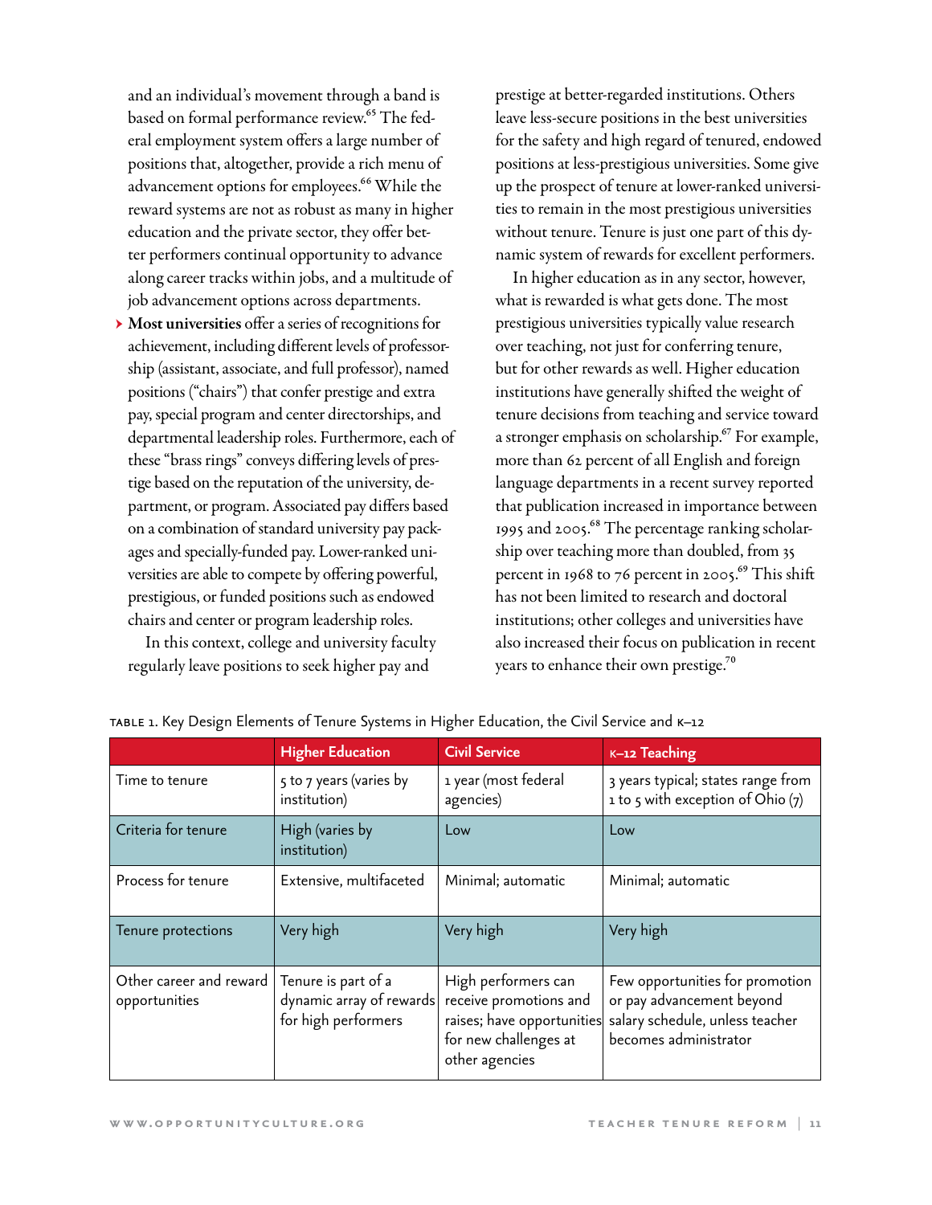and an individual's movement through a band is based on formal performance review.[65] The federal employment system offers a large number of positions that, altogether, provide a rich menu of advancement options for employees.[66] While the reward systems are not as robust as many in higher education and the private sector, they offer better performers continual opportunity to advance along career tracks within jobs, and a multitude of job advancement options across departments.

- **Most universities** offer a series of recognitions for achievement, including different levels of professorship (assistant, associate, and full professor), named positions ("chairs") that confer prestige and extra pay, special program and center directorships, and departmental leadership roles. Furthermore, each of these "brass rings" conveys differing levels of prestige based on the reputation of the university, department, or program. Associated pay differs based on a combination of standard university pay packages and specially-funded pay. Lower-ranked universities are able to compete by offering powerful, prestigious, or funded positions such as endowed chairs and center or program leadership roles.

In this context, college and university faculty regularly leave positions to seek higher pay and prestige at better-regarded institutions. Others leave less-secure positions in the best universities for the safety and high regard of tenured, endowed positions at less-prestigious universities. Some give up the prospect of tenure at lower-ranked universities to remain in the most prestigious universities without tenure. Tenure is just one part of this dynamic system of rewards for excellent performers.

In higher education as in any sector, however, what is rewarded is what gets done. The most prestigious universities typically value research over teaching, not just for conferring tenure, but for other rewards as well. Higher education institutions have generally shifted the weight of tenure decisions from teaching and service toward a stronger emphasis on scholarship.[67] For example, more than 62 percent of all English and foreign language departments in a recent survey reported that publication increased in importance between 1995 and 2005.[68] The percentage ranking scholarship over teaching more than doubled, from 35 percent in 1968 to 76 percent in 2005.[69] This shift has not been limited to research and doctoral institutions; other colleges and universities have also increased their focus on publication in recent years to enhance their own prestige.[70]

TABLE 1. Key Design Elements of Tenure Systems in Higher Education, the Civil Service and K–12

| | Higher Education | Civil Service | K–12 Teaching |
|---|---|---|---|
| Time to tenure | 5 to 7 years (varies by institution) | 1 year (most federal agencies) | 3 years typical; states range from 1 to 5 with exception of Ohio (7) |
| Criteria for tenure | High (varies by institution) | Low | Low |
| Process for tenure | Extensive, multifaceted | Minimal; automatic | Minimal; automatic |
| Tenure protections | Very high | Very high | Very high |
| Other career and reward opportunities | Tenure is part of a dynamic array of rewards for high performers | High performers can receive promotions and raises; have opportunities for new challenges at other agencies | Few opportunities for promotion or pay advancement beyond salary schedule, unless teacher becomes administrator |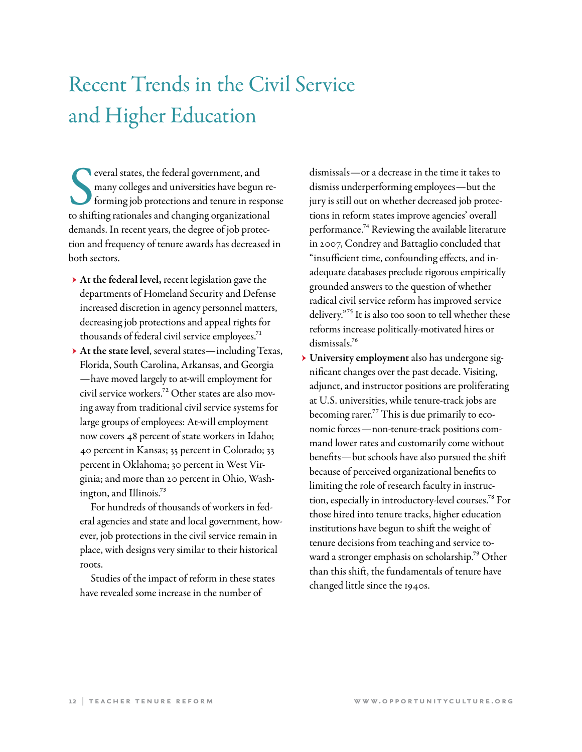# Recent Trends in the Civil Service and Higher Education

Several states, the federal government, and many colleges and universities have begun reforming job protections and tenure in response to shifting rationales and changing organizational demands. In recent years, the degree of job protection and frequency of tenure awards has decreased in both sectors.

- **At the federal level,** recent legislation gave the departments of Homeland Security and Defense increased discretion in agency personnel matters, decreasing job protections and appeal rights for thousands of federal civil service employees.[71]
- **At the state level**, several states—including Texas, Florida, South Carolina, Arkansas, and Georgia—have moved largely to at-will employment for civil service workers.[72] Other states are also moving away from traditional civil service systems for large groups of employees: At-will employment now covers 48 percent of state workers in Idaho; 40 percent in Kansas; 35 percent in Colorado; 33 percent in Oklahoma; 30 percent in West Virginia; and more than 20 percent in Ohio, Washington, and Illinois.[73]

  For hundreds of thousands of workers in federal agencies and state and local government, however, job protections in the civil service remain in place, with designs very similar to their historical roots.

  Studies of the impact of reform in these states have revealed some increase in the number of dismissals—or a decrease in the time it takes to dismiss underperforming employees—but the jury is still out on whether decreased job protections in reform states improve agencies' overall performance.[74] Reviewing the available literature in 2007, Condrey and Battaglio concluded that "insufficient time, confounding effects, and inadequate databases preclude rigorous empirically grounded answers to the question of whether radical civil service reform has improved service delivery."[75] It is also too soon to tell whether these reforms increase politically-motivated hires or dismissals.[76]
- **University employment** also has undergone significant changes over the past decade. Visiting, adjunct, and instructor positions are proliferating at U.S. universities, while tenure-track jobs are becoming rarer.[77] This is due primarily to economic forces—non-tenure-track positions command lower rates and customarily come without benefits—but schools have also pursued the shift because of perceived organizational benefits to limiting the role of research faculty in instruction, especially in introductory-level courses.[78] For those hired into tenure tracks, higher education institutions have begun to shift the weight of tenure decisions from teaching and service toward a stronger emphasis on scholarship.[79] Other than this shift, the fundamentals of tenure have changed little since the 1940s.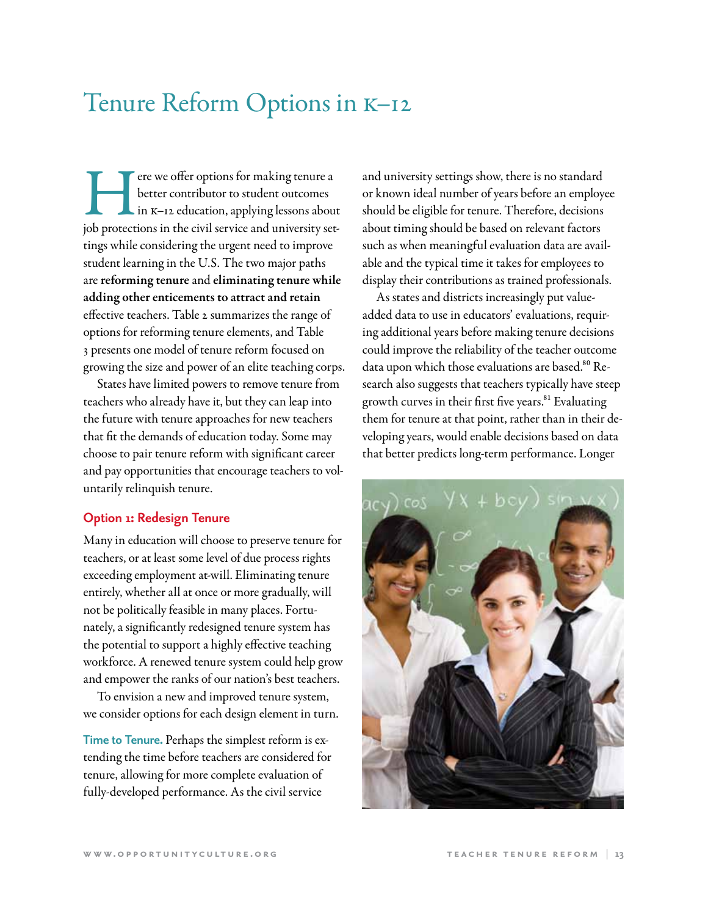# Tenure Reform Options in K–12

Here we offer options for making tenure a better contributor to student outcomes in K–12 education, applying lessons about job protections in the civil service and university settings while considering the urgent need to improve student learning in the U.S. The two major paths are **reforming tenure** and **eliminating tenure while adding other enticements to attract and retain** effective teachers. Table 2 summarizes the range of options for reforming tenure elements, and Table 3 presents one model of tenure reform focused on growing the size and power of an elite teaching corps.

States have limited powers to remove tenure from teachers who already have it, but they can leap into the future with tenure approaches for new teachers that fit the demands of education today. Some may choose to pair tenure reform with significant career and pay opportunities that encourage teachers to voluntarily relinquish tenure.

## Option 1: Redesign Tenure

Many in education will choose to preserve tenure for teachers, or at least some level of due process rights exceeding employment at-will. Eliminating tenure entirely, whether all at once or more gradually, will not be politically feasible in many places. Fortunately, a significantly redesigned tenure system has the potential to support a highly effective teaching workforce. A renewed tenure system could help grow and empower the ranks of our nation's best teachers.

To envision a new and improved tenure system, we consider options for each design element in turn.

**Time to Tenure.** Perhaps the simplest reform is extending the time before teachers are considered for tenure, allowing for more complete evaluation of fully-developed performance. As the civil service and university settings show, there is no standard or known ideal number of years before an employee should be eligible for tenure. Therefore, decisions about timing should be based on relevant factors such as when meaningful evaluation data are available and the typical time it takes for employees to display their contributions as trained professionals.

As states and districts increasingly put value-added data to use in educators' evaluations, requiring additional years before making tenure decisions could improve the reliability of the teacher outcome data upon which those evaluations are based.[80] Research also suggests that teachers typically have steep growth curves in their first five years.[81] Evaluating them for tenure at that point, rather than in their developing years, would enable decisions based on data that better predicts long-term performance. Longer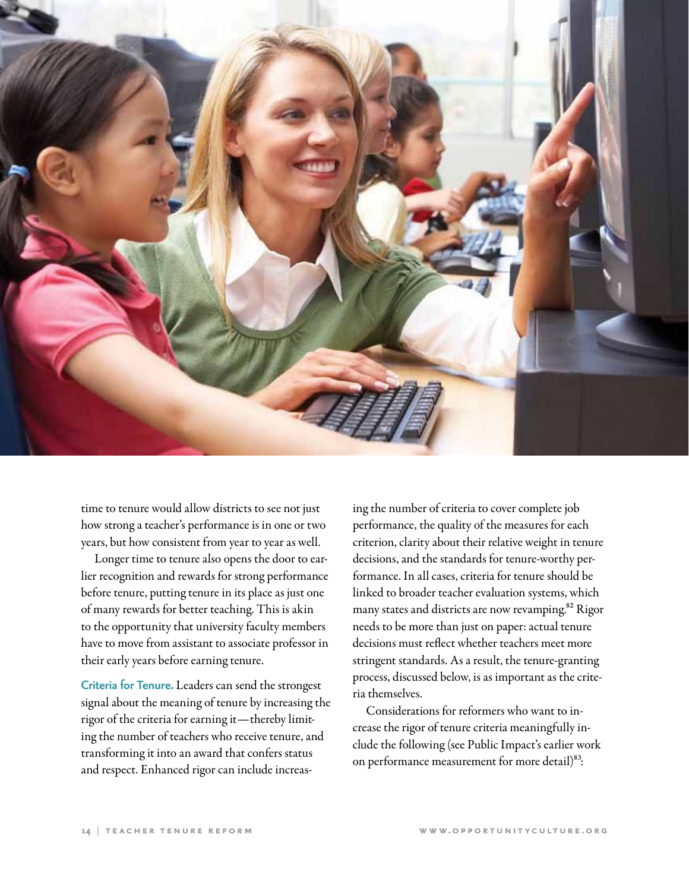time to tenure would allow districts to see not just how strong a teacher's performance is in one or two years, but how consistent from year to year as well.

Longer time to tenure also opens the door to earlier recognition and rewards for strong performance before tenure, putting tenure in its place as just one of many rewards for better teaching. This is akin to the opportunity that university faculty members have to move from assistant to associate professor in their early years before earning tenure.

**Criteria for Tenure.** Leaders can send the strongest signal about the meaning of tenure by increasing the rigor of the criteria for earning it—thereby limiting the number of teachers who receive tenure, and transforming it into an award that confers status and respect. Enhanced rigor can include increasing the number of criteria to cover complete job performance, the quality of the measures for each criterion, clarity about their relative weight in tenure decisions, and the standards for tenure-worthy performance. In all cases, criteria for tenure should be linked to broader teacher evaluation systems, which many states and districts are now revamping.[82] Rigor needs to be more than just on paper: actual tenure decisions must reflect whether teachers meet more stringent standards. As a result, the tenure-granting process, discussed below, is as important as the criteria themselves.

Considerations for reformers who want to increase the rigor of tenure criteria meaningfully include the following (see Public Impact's earlier work on performance measurement for more detail)[83]: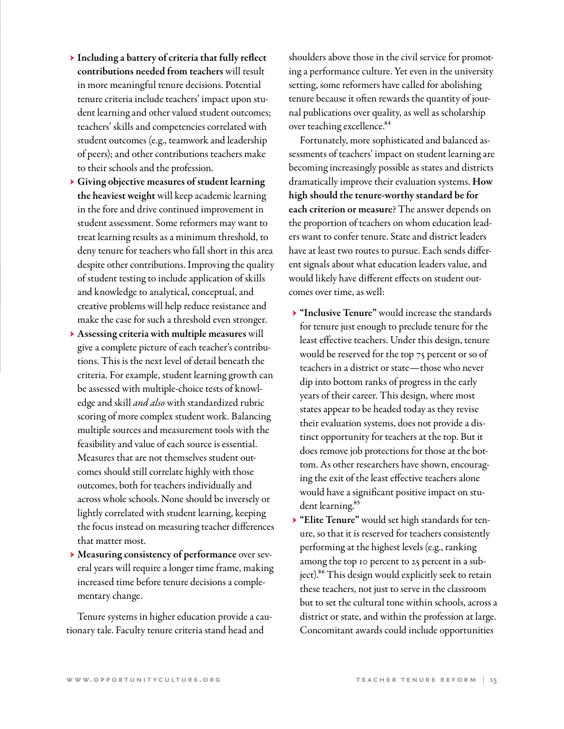- **Including a battery of criteria that fully reflect contributions needed from teachers** will result in more meaningful tenure decisions. Potential tenure criteria include teachers' impact upon student learning and other valued student outcomes; teachers' skills and competencies correlated with student outcomes (e.g., teamwork and leadership of peers); and other contributions teachers make to their schools and the profession.
- **Giving objective measures of student learning the heaviest weight** will keep academic learning in the fore and drive continued improvement in student assessment. Some reformers may want to treat learning results as a minimum threshold, to deny tenure for teachers who fall short in this area despite other contributions. Improving the quality of student testing to include application of skills and knowledge to analytical, conceptual, and creative problems will help reduce resistance and make the case for such a threshold even stronger.
- **Assessing criteria with multiple measures** will give a complete picture of each teacher's contributions. This is the next level of detail beneath the criteria. For example, student learning growth can be assessed with multiple-choice tests of knowledge and skill *and also* with standardized rubric scoring of more complex student work. Balancing multiple sources and measurement tools with the feasibility and value of each source is essential. Measures that are not themselves student outcomes should still correlate highly with those outcomes, both for teachers individually and across whole schools. None should be inversely or lightly correlated with student learning, keeping the focus instead on measuring teacher differences that matter most.
- **Measuring consistency of performance** over several years will require a longer time frame, making increased time before tenure decisions a complementary change.

Tenure systems in higher education provide a cautionary tale. Faculty tenure criteria stand head and shoulders above those in the civil service for promoting a performance culture. Yet even in the university setting, some reformers have called for abolishing tenure because it often rewards the quantity of journal publications over quality, as well as scholarship over teaching excellence.[84]

Fortunately, more sophisticated and balanced assessments of teachers' impact on student learning are becoming increasingly possible as states and districts dramatically improve their evaluation systems. **How high should the tenure-worthy standard be for each criterion or measure?** The answer depends on the proportion of teachers on whom education leaders want to confer tenure. State and district leaders have at least two routes to pursue. Each sends different signals about what education leaders value, and would likely have different effects on student outcomes over time, as well:

- **"Inclusive Tenure"** would increase the standards for tenure just enough to preclude tenure for the least effective teachers. Under this design, tenure would be reserved for the top 75 percent or so of teachers in a district or state—those who never dip into bottom ranks of progress in the early years of their career. This design, where most states appear to be headed today as they revise their evaluation systems, does not provide a distinct opportunity for teachers at the top. But it does remove job protections for those at the bottom. As other researchers have shown, encouraging the exit of the least effective teachers alone would have a significant positive impact on student learning.[85]
- **"Elite Tenure"** would set high standards for tenure, so that it is reserved for teachers consistently performing at the highest levels (e.g., ranking among the top 10 percent to 25 percent in a subject).[86] This design would explicitly seek to retain these teachers, not just to serve in the classroom but to set the cultural tone within schools, across a district or state, and within the profession at large. Concomitant awards could include opportunities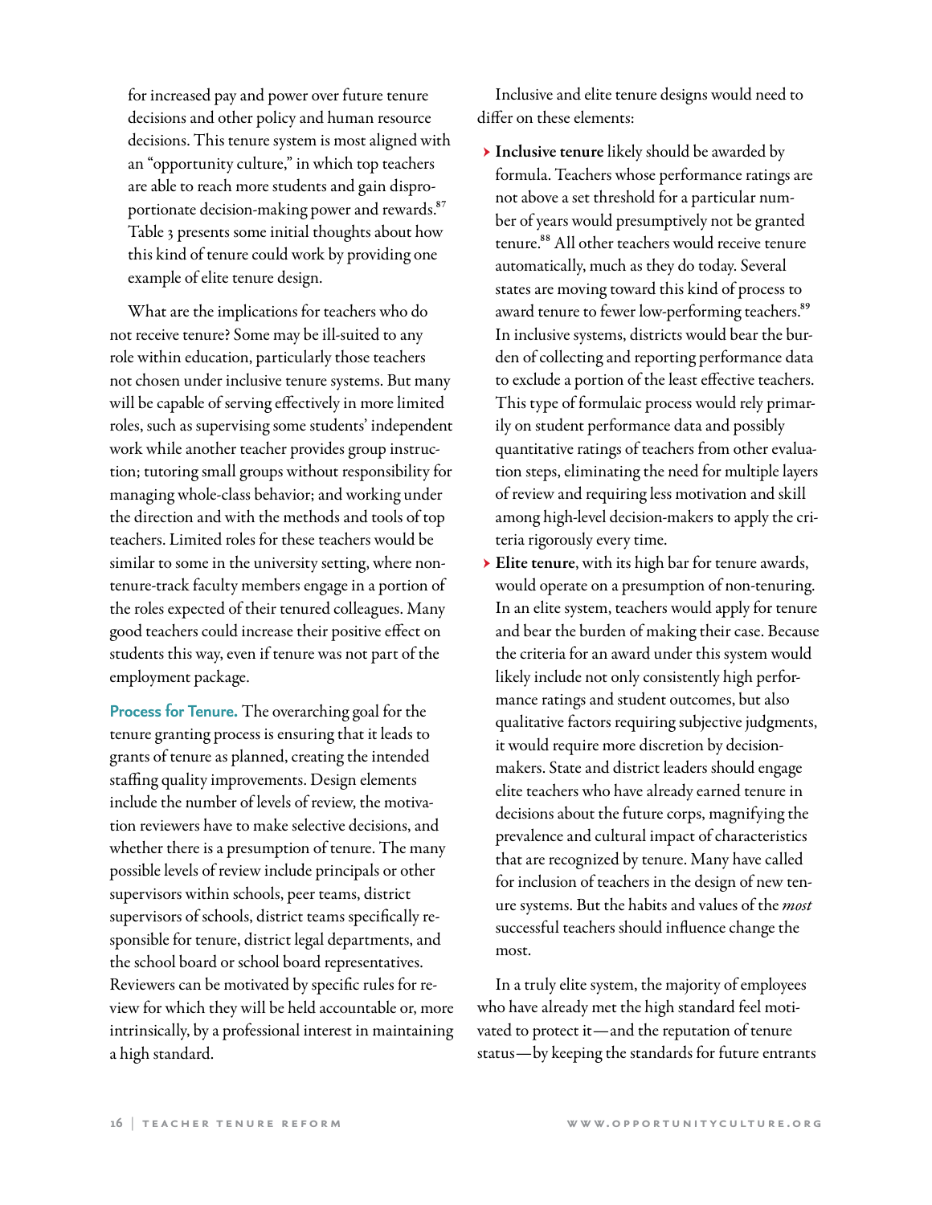for increased pay and power over future tenure decisions and other policy and human resource decisions. This tenure system is most aligned with an "opportunity culture," in which top teachers are able to reach more students and gain disproportionate decision-making power and rewards.[87] Table 3 presents some initial thoughts about how this kind of tenure could work by providing one example of elite tenure design.

What are the implications for teachers who do not receive tenure? Some may be ill-suited to any role within education, particularly those teachers not chosen under inclusive tenure systems. But many will be capable of serving effectively in more limited roles, such as supervising some students' independent work while another teacher provides group instruction; tutoring small groups without responsibility for managing whole-class behavior; and working under the direction and with the methods and tools of top teachers. Limited roles for these teachers would be similar to some in the university setting, where non-tenure-track faculty members engage in a portion of the roles expected of their tenured colleagues. Many good teachers could increase their positive effect on students this way, even if tenure was not part of the employment package.

**Process for Tenure.** The overarching goal for the tenure granting process is ensuring that it leads to grants of tenure as planned, creating the intended staffing quality improvements. Design elements include the number of levels of review, the motivation reviewers have to make selective decisions, and whether there is a presumption of tenure. The many possible levels of review include principals or other supervisors within schools, peer teams, district supervisors of schools, district teams specifically responsible for tenure, district legal departments, and the school board or school board representatives. Reviewers can be motivated by specific rules for review for which they will be held accountable or, more intrinsically, by a professional interest in maintaining a high standard.

Inclusive and elite tenure designs would need to differ on these elements:

- **Inclusive tenure** likely should be awarded by formula. Teachers whose performance ratings are not above a set threshold for a particular number of years would presumptively not be granted tenure.[88] All other teachers would receive tenure automatically, much as they do today. Several states are moving toward this kind of process to award tenure to fewer low-performing teachers.[89] In inclusive systems, districts would bear the burden of collecting and reporting performance data to exclude a portion of the least effective teachers. This type of formulaic process would rely primarily on student performance data and possibly quantitative ratings of teachers from other evaluation steps, eliminating the need for multiple layers of review and requiring less motivation and skill among high-level decision-makers to apply the criteria rigorously every time.
- **Elite tenure**, with its high bar for tenure awards, would operate on a presumption of non-tenuring. In an elite system, teachers would apply for tenure and bear the burden of making their case. Because the criteria for an award under this system would likely include not only consistently high performance ratings and student outcomes, but also qualitative factors requiring subjective judgments, it would require more discretion by decision-makers. State and district leaders should engage elite teachers who have already earned tenure in decisions about the future corps, magnifying the prevalence and cultural impact of characteristics that are recognized by tenure. Many have called for inclusion of teachers in the design of new tenure systems. But the habits and values of the *most* successful teachers should influence change the most.

In a truly elite system, the majority of employees who have already met the high standard feel motivated to protect it—and the reputation of tenure status—by keeping the standards for future entrants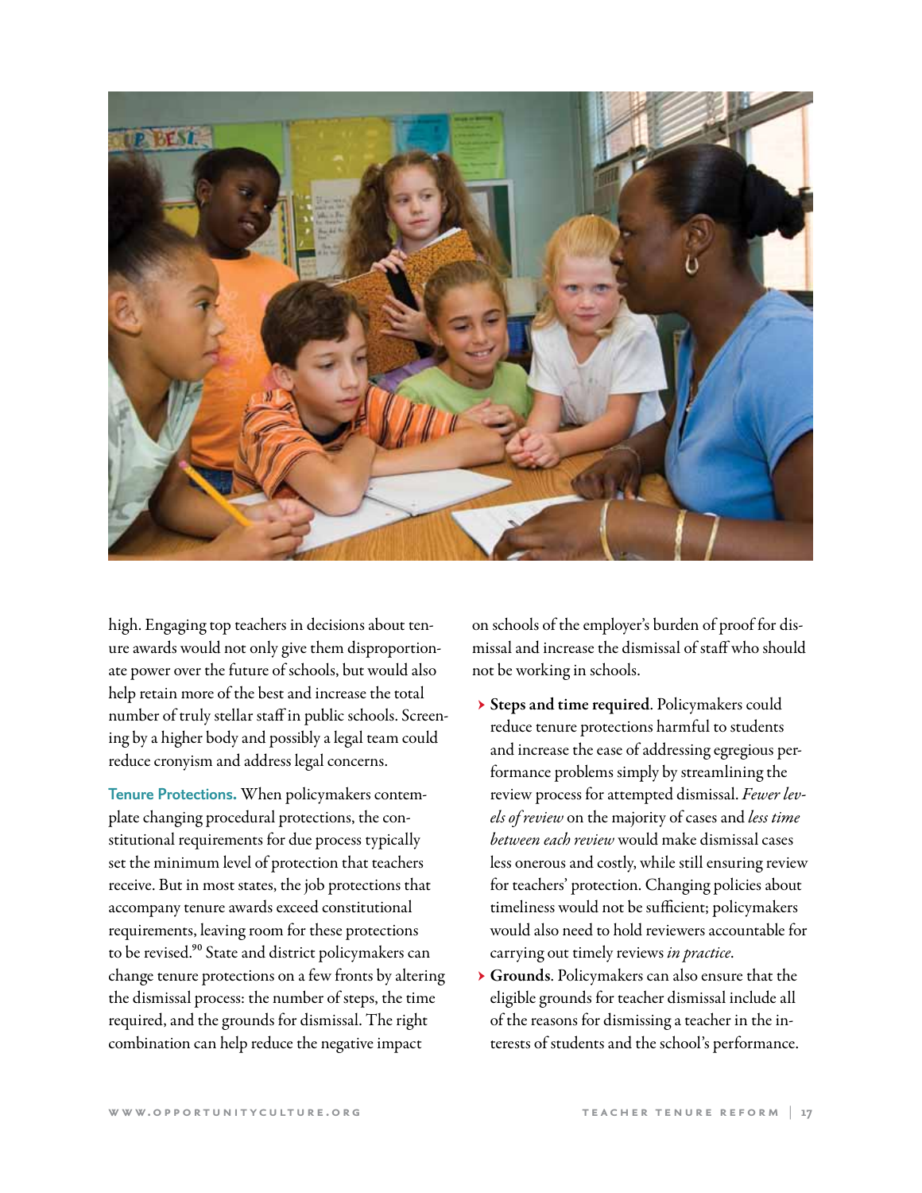high. Engaging top teachers in decisions about tenure awards would not only give them disproportionate power over the future of schools, but would also help retain more of the best and increase the total number of truly stellar staff in public schools. Screening by a higher body and possibly a legal team could reduce cronyism and address legal concerns.

**Tenure Protections.** When policymakers contemplate changing procedural protections, the constitutional requirements for due process typically set the minimum level of protection that teachers receive. But in most states, the job protections that accompany tenure awards exceed constitutional requirements, leaving room for these protections to be revised.[90] State and district policymakers can change tenure protections on a few fronts by altering the dismissal process: the number of steps, the time required, and the grounds for dismissal. The right combination can help reduce the negative impact on schools of the employer's burden of proof for dismissal and increase the dismissal of staff who should not be working in schools.

- **Steps and time required**. Policymakers could reduce tenure protections harmful to students and increase the ease of addressing egregious performance problems simply by streamlining the review process for attempted dismissal. *Fewer levels of review* on the majority of cases and *less time between each review* would make dismissal cases less onerous and costly, while still ensuring review for teachers' protection. Changing policies about timeliness would not be sufficient; policymakers would also need to hold reviewers accountable for carrying out timely reviews *in practice*.
- **Grounds**. Policymakers can also ensure that the eligible grounds for teacher dismissal include all of the reasons for dismissing a teacher in the interests of students and the school's performance.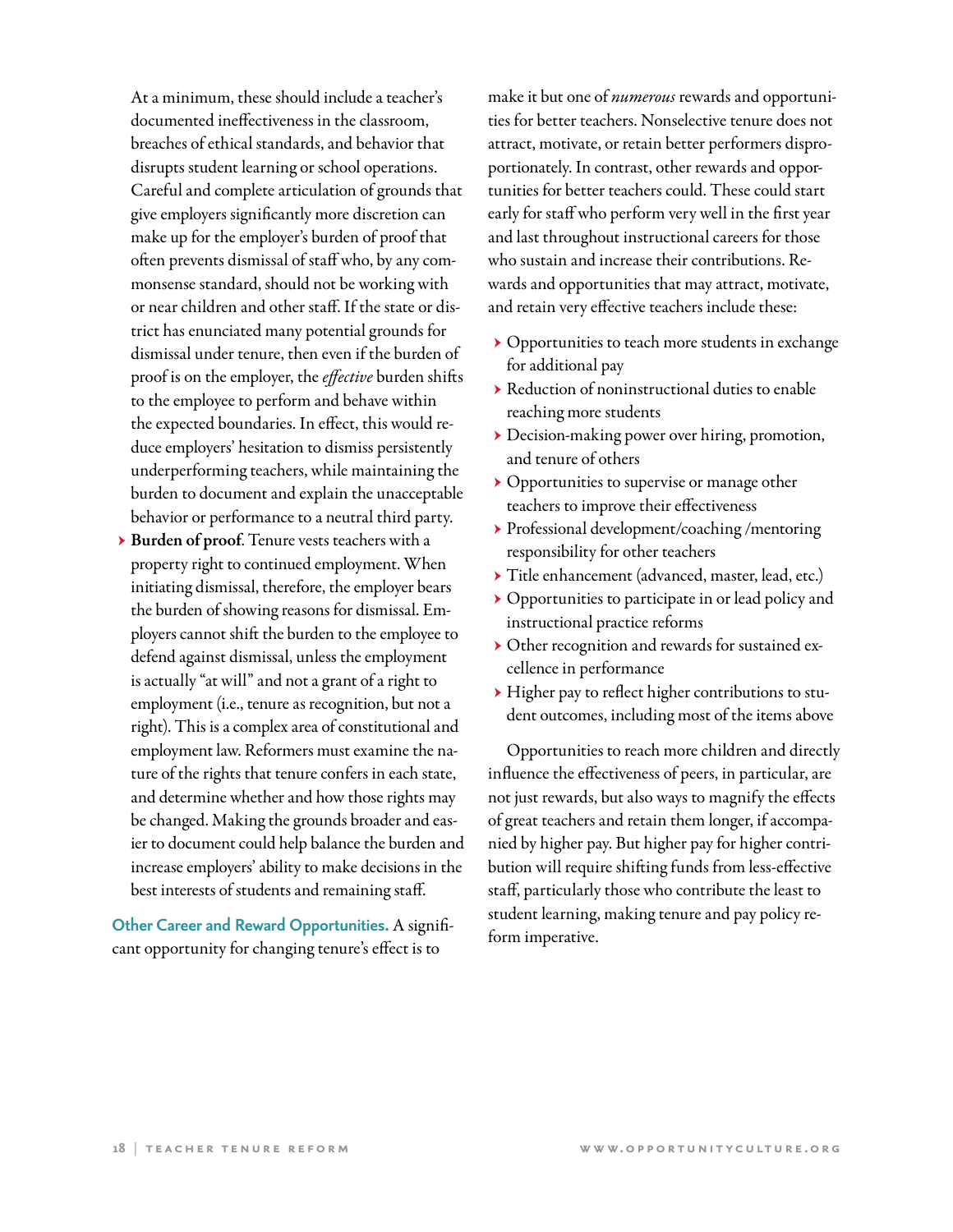At a minimum, these should include a teacher's documented ineffectiveness in the classroom, breaches of ethical standards, and behavior that disrupts student learning or school operations. Careful and complete articulation of grounds that give employers significantly more discretion can make up for the employer's burden of proof that often prevents dismissal of staff who, by any commonsense standard, should not be working with or near children and other staff. If the state or district has enunciated many potential grounds for dismissal under tenure, then even if the burden of proof is on the employer, the *effective* burden shifts to the employee to perform and behave within the expected boundaries. In effect, this would reduce employers' hesitation to dismiss persistently underperforming teachers, while maintaining the burden to document and explain the unacceptable behavior or performance to a neutral third party.

- **Burden of proof.** Tenure vests teachers with a property right to continued employment. When initiating dismissal, therefore, the employer bears the burden of showing reasons for dismissal. Employers cannot shift the burden to the employee to defend against dismissal, unless the employment is actually "at will" and not a grant of a right to employment (i.e., tenure as recognition, but not a right). This is a complex area of constitutional and employment law. Reformers must examine the nature of the rights that tenure confers in each state, and determine whether and how those rights may be changed. Making the grounds broader and easier to document could help balance the burden and increase employers' ability to make decisions in the best interests of students and remaining staff.

**Other Career and Reward Opportunities.** A significant opportunity for changing tenure's effect is to make it but one of *numerous* rewards and opportunities for better teachers. Nonselective tenure does not attract, motivate, or retain better performers disproportionately. In contrast, other rewards and opportunities for better teachers could. These could start early for staff who perform very well in the first year and last throughout instructional careers for those who sustain and increase their contributions. Rewards and opportunities that may attract, motivate, and retain very effective teachers include these:

- Opportunities to teach more students in exchange for additional pay
- Reduction of noninstructional duties to enable reaching more students
- Decision-making power over hiring, promotion, and tenure of others
- Opportunities to supervise or manage other teachers to improve their effectiveness
- Professional development/coaching /mentoring responsibility for other teachers
- Title enhancement (advanced, master, lead, etc.)
- Opportunities to participate in or lead policy and instructional practice reforms
- Other recognition and rewards for sustained excellence in performance
- Higher pay to reflect higher contributions to student outcomes, including most of the items above

Opportunities to reach more children and directly influence the effectiveness of peers, in particular, are not just rewards, but also ways to magnify the effects of great teachers and retain them longer, if accompanied by higher pay. But higher pay for higher contribution will require shifting funds from less-effective staff, particularly those who contribute the least to student learning, making tenure and pay policy reform imperative.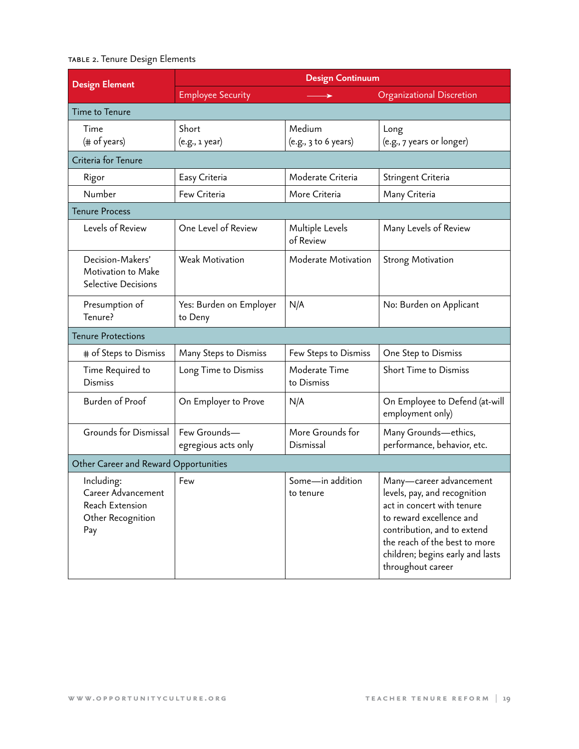TABLE 2. Tenure Design Elements

| Design Element | Design Continuum | | |
|---|---|---|---|
| | Employee Security | ⟶ | Organizational Discretion |
| **Time to Tenure** | | | |
| Time (# of years) | Short (e.g., 1 year) | Medium (e.g., 3 to 6 years) | Long (e.g., 7 years or longer) |
| **Criteria for Tenure** | | | |
| Rigor | Easy Criteria | Moderate Criteria | Stringent Criteria |
| Number | Few Criteria | More Criteria | Many Criteria |
| **Tenure Process** | | | |
| Levels of Review | One Level of Review | Multiple Levels of Review | Many Levels of Review |
| Decision-Makers' Motivation to Make Selective Decisions | Weak Motivation | Moderate Motivation | Strong Motivation |
| Presumption of Tenure? | Yes: Burden on Employer to Deny | N/A | No: Burden on Applicant |
| **Tenure Protections** | | | |
| # of Steps to Dismiss | Many Steps to Dismiss | Few Steps to Dismiss | One Step to Dismiss |
| Time Required to Dismiss | Long Time to Dismiss | Moderate Time to Dismiss | Short Time to Dismiss |
| Burden of Proof | On Employer to Prove | N/A | On Employee to Defend (at-will employment only) |
| Grounds for Dismissal | Few Grounds—egregious acts only | More Grounds for Dismissal | Many Grounds—ethics, performance, behavior, etc. |
| **Other Career and Reward Opportunities** | | | |
| Including: Career Advancement, Reach Extension, Other Recognition, Pay | Few | Some—in addition to tenure | Many—career advancement levels, pay, and recognition act in concert with tenure to reward excellence and contribution, and to extend the reach of the best to more children; begins early and lasts throughout career |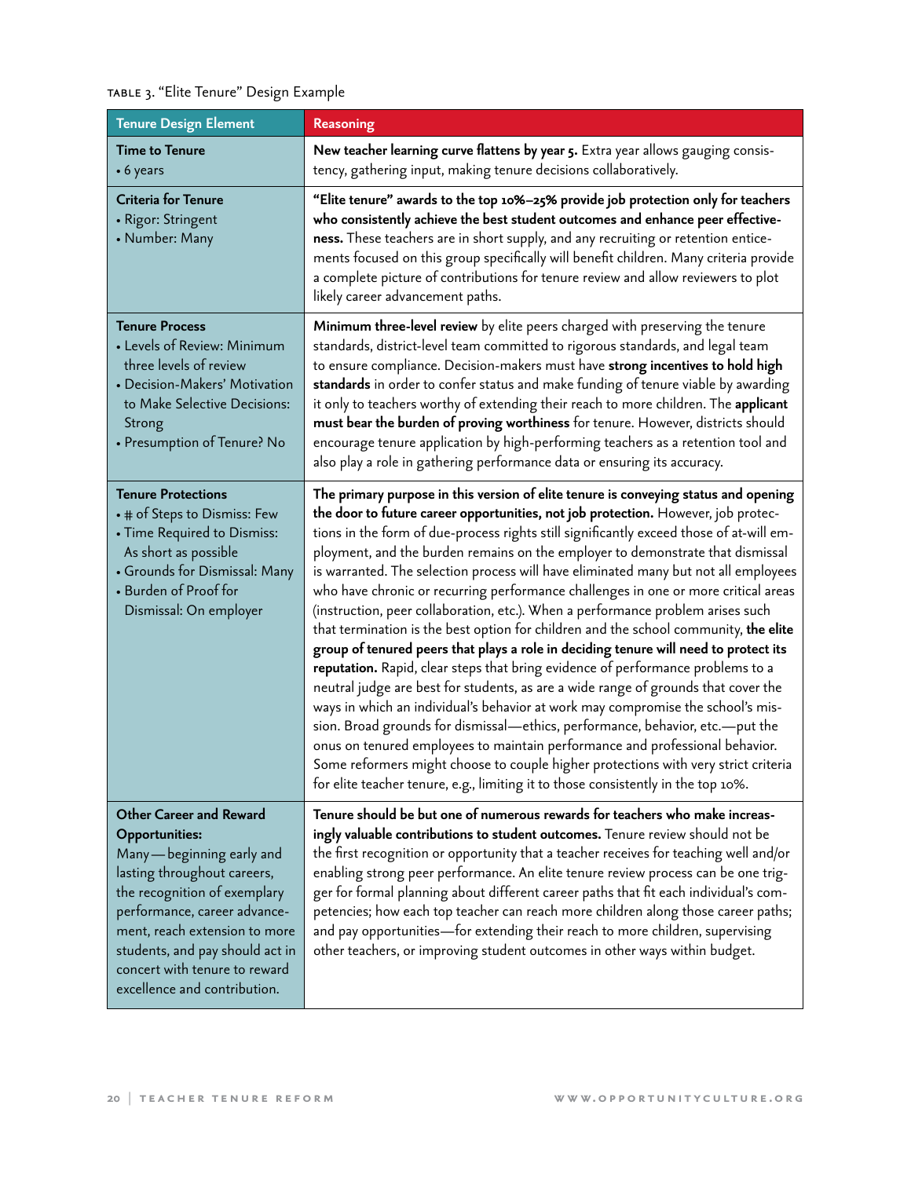TABLE 3. "Elite Tenure" Design Example

| Tenure Design Element | Reasoning |
|---|---|
| **Time to Tenure**<br>• 6 years | **New teacher learning curve flattens by year 5.** Extra year allows gauging consistency, gathering input, making tenure decisions collaboratively. |
| **Criteria for Tenure**<br>• Rigor: Stringent<br>• Number: Many | **"Elite tenure" awards to the top 10%–25% provide job protection only for teachers who consistently achieve the best student outcomes and enhance peer effectiveness.** These teachers are in short supply, and any recruiting or retention enticements focused on this group specifically will benefit children. Many criteria provide a complete picture of contributions for tenure review and allow reviewers to plot likely career advancement paths. |
| **Tenure Process**<br>• Levels of Review: Minimum three levels of review<br>• Decision-Makers' Motivation to Make Selective Decisions: Strong<br>• Presumption of Tenure? No | **Minimum three-level review** by elite peers charged with preserving the tenure standards, district-level team committed to rigorous standards, and legal team to ensure compliance. Decision-makers must have **strong incentives to hold high standards** in order to confer status and make funding of tenure viable by awarding it only to teachers worthy of extending their reach to more children. The **applicant must bear the burden of proving worthiness** for tenure. However, districts should encourage tenure application by high-performing teachers as a retention tool and also play a role in gathering performance data or ensuring its accuracy. |
| **Tenure Protections**<br>• # of Steps to Dismiss: Few<br>• Time Required to Dismiss: As short as possible<br>• Grounds for Dismissal: Many<br>• Burden of Proof for Dismissal: On employer | **The primary purpose in this version of elite tenure is conveying status and opening the door to future career opportunities, not job protection.** However, job protections in the form of due-process rights still significantly exceed those of at-will employment, and the burden remains on the employer to demonstrate that dismissal is warranted. The selection process will have eliminated many but not all employees who have chronic or recurring performance challenges in one or more critical areas (instruction, peer collaboration, etc.). When a performance problem arises such that termination is the best option for children and the school community, **the elite group of tenured peers that plays a role in deciding tenure will need to protect its reputation.** Rapid, clear steps that bring evidence of performance problems to a neutral judge are best for students, as are a wide range of grounds that cover the ways in which an individual's behavior at work may compromise the school's mission. Broad grounds for dismissal—ethics, performance, behavior, etc.—put the onus on tenured employees to maintain performance and professional behavior. Some reformers might choose to couple higher protections with very strict criteria for elite teacher tenure, e.g., limiting it to those consistently in the top 10%. |
| **Other Career and Reward Opportunities:**<br>Many—beginning early and lasting throughout careers, the recognition of exemplary performance, career advancement, reach extension to more students, and pay should act in concert with tenure to reward excellence and contribution. | **Tenure should be but one of numerous rewards for teachers who make increasingly valuable contributions to student outcomes.** Tenure review should not be the first recognition or opportunity that a teacher receives for teaching well and/or enabling strong peer performance. An elite tenure review process can be one trigger for formal planning about different career paths that fit each individual's competencies; how each top teacher can reach more children along those career paths; and pay opportunities—for extending their reach to more children, supervising other teachers, or improving student outcomes in other ways within budget. |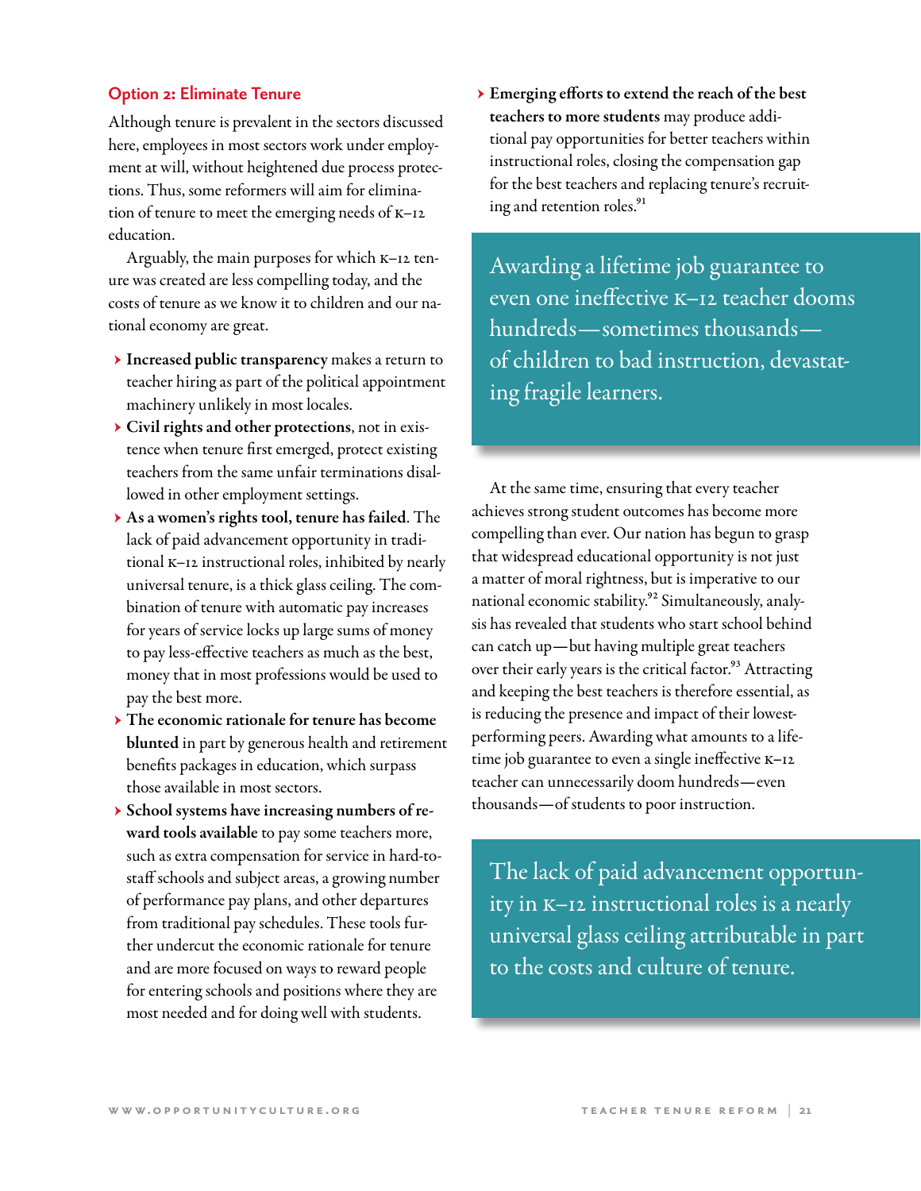### Option 2: Eliminate Tenure

Although tenure is prevalent in the sectors discussed here, employees in most sectors work under employment at will, without heightened due process protections. Thus, some reformers will aim for elimination of tenure to meet the emerging needs of K–12 education.

Arguably, the main purposes for which K–12 tenure was created are less compelling today, and the costs of tenure as we know it to children and our national economy are great.

- **Increased public transparency** makes a return to teacher hiring as part of the political appointment machinery unlikely in most locales.
- **Civil rights and other protections**, not in existence when tenure first emerged, protect existing teachers from the same unfair terminations disallowed in other employment settings.
- **As a women's rights tool, tenure has failed**. The lack of paid advancement opportunity in traditional K–12 instructional roles, inhibited by nearly universal tenure, is a thick glass ceiling. The combination of tenure with automatic pay increases for years of service locks up large sums of money to pay less-effective teachers as much as the best, money that in most professions would be used to pay the best more.
- **The economic rationale for tenure has become blunted** in part by generous health and retirement benefits packages in education, which surpass those available in most sectors.
- **School systems have increasing numbers of reward tools available** to pay some teachers more, such as extra compensation for service in hard-to-staff schools and subject areas, a growing number of performance pay plans, and other departures from traditional pay schedules. These tools further undercut the economic rationale for tenure and are more focused on ways to reward people for entering schools and positions where they are most needed and for doing well with students.
- **Emerging efforts to extend the reach of the best teachers to more students** may produce additional pay opportunities for better teachers within instructional roles, closing the compensation gap for the best teachers and replacing tenure's recruiting and retention roles.[91]

> Awarding a lifetime job guarantee to even one ineffective K–12 teacher dooms hundreds—sometimes thousands—of children to bad instruction, devastating fragile learners.

At the same time, ensuring that every teacher achieves strong student outcomes has become more compelling than ever. Our nation has begun to grasp that widespread educational opportunity is not just a matter of moral rightness, but is imperative to our national economic stability.[92] Simultaneously, analysis has revealed that students who start school behind can catch up—but having multiple great teachers over their early years is the critical factor.[93] Attracting and keeping the best teachers is therefore essential, as is reducing the presence and impact of their lowest-performing peers. Awarding what amounts to a lifetime job guarantee to even a single ineffective K–12 teacher can unnecessarily doom hundreds—even thousands—of students to poor instruction.

> The lack of paid advancement opportunity in K–12 instructional roles is a nearly universal glass ceiling attributable in part to the costs and culture of tenure.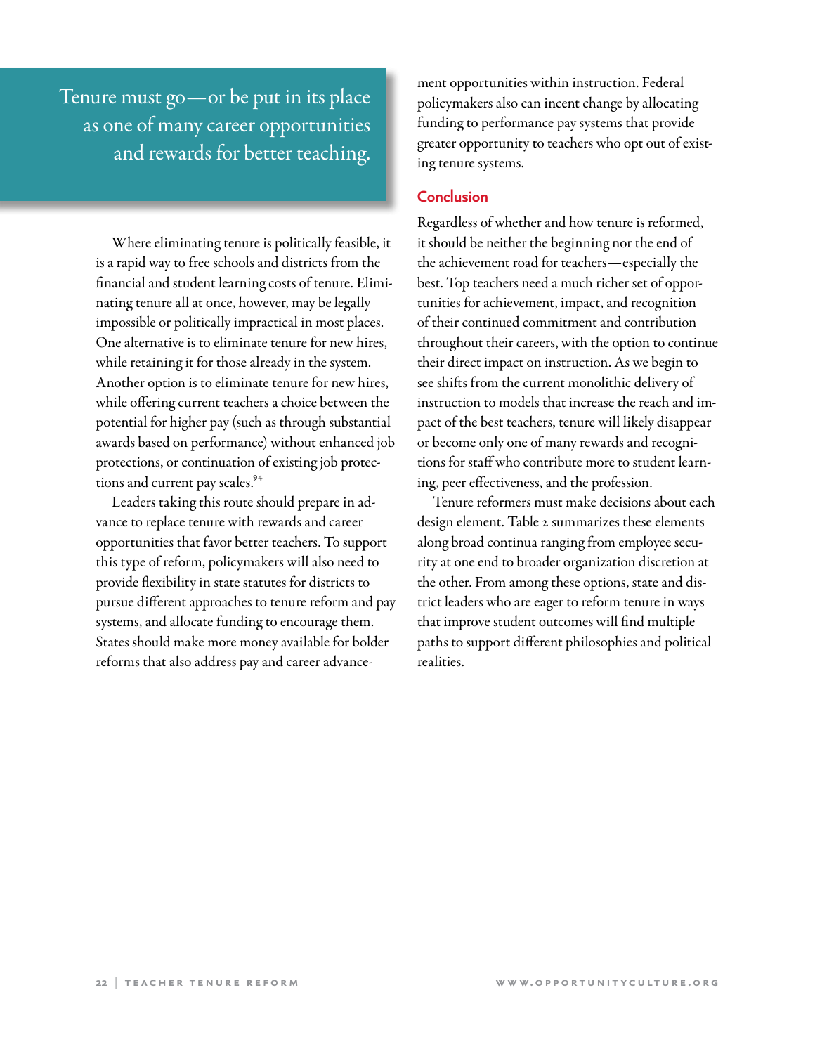> Tenure must go—or be put in its place as one of many career opportunities and rewards for better teaching.

Where eliminating tenure is politically feasible, it is a rapid way to free schools and districts from the financial and student learning costs of tenure. Eliminating tenure all at once, however, may be legally impossible or politically impractical in most places. One alternative is to eliminate tenure for new hires, while retaining it for those already in the system. Another option is to eliminate tenure for new hires, while offering current teachers a choice between the potential for higher pay (such as through substantial awards based on performance) without enhanced job protections, or continuation of existing job protections and current pay scales.[94]

Leaders taking this route should prepare in advance to replace tenure with rewards and career opportunities that favor better teachers. To support this type of reform, policymakers will also need to provide flexibility in state statutes for districts to pursue different approaches to tenure reform and pay systems, and allocate funding to encourage them. States should make more money available for bolder reforms that also address pay and career advancement opportunities within instruction. Federal policymakers also can incent change by allocating funding to performance pay systems that provide greater opportunity to teachers who opt out of existing tenure systems.

## Conclusion

Regardless of whether and how tenure is reformed, it should be neither the beginning nor the end of the achievement road for teachers—especially the best. Top teachers need a much richer set of opportunities for achievement, impact, and recognition of their continued commitment and contribution throughout their careers, with the option to continue their direct impact on instruction. As we begin to see shifts from the current monolithic delivery of instruction to models that increase the reach and impact of the best teachers, tenure will likely disappear or become only one of many rewards and recognitions for staff who contribute more to student learning, peer effectiveness, and the profession.

Tenure reformers must make decisions about each design element. Table 2 summarizes these elements along broad continua ranging from employee security at one end to broader organization discretion at the other. From among these options, state and district leaders who are eager to reform tenure in ways that improve student outcomes will find multiple paths to support different philosophies and political realities.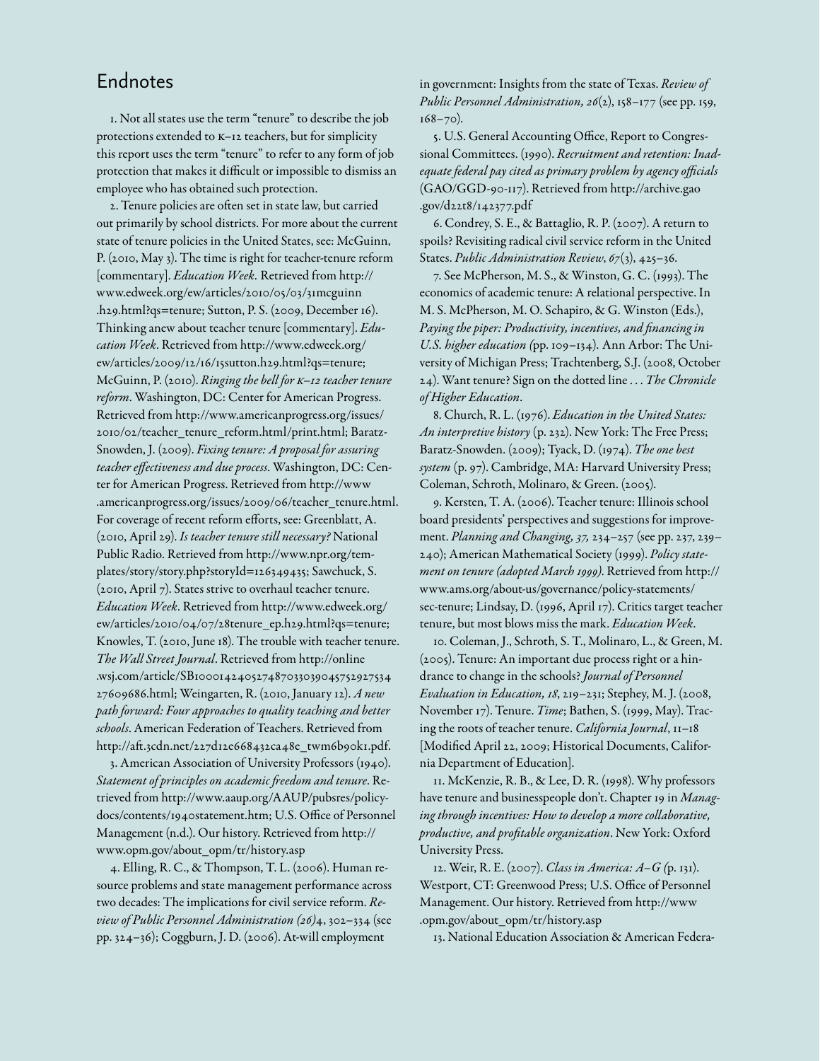## Endnotes

1. Not all states use the term "tenure" to describe the job protections extended to K–12 teachers, but for simplicity this report uses the term "tenure" to refer to any form of job protection that makes it difficult or impossible to dismiss an employee who has obtained such protection.

2. Tenure policies are often set in state law, but carried out primarily by school districts. For more about the current state of tenure policies in the United States, see: McGuinn, P. (2010, May 3). The time is right for teacher-tenure reform [commentary]. *Education Week*. Retrieved from http://www.edweek.org/ew/articles/2010/05/03/31mcguinn.h29.html?qs=tenure; Sutton, P. S. (2009, December 16). Thinking anew about teacher tenure [commentary]. *Education Week*. Retrieved from http://www.edweek.org/ew/articles/2009/12/16/15sutton.h29.html?qs=tenure; McGuinn, P. (2010). *Ringing the bell for K–12 teacher tenure reform*. Washington, DC: Center for American Progress. Retrieved from http://www.americanprogress.org/issues/2010/02/teacher_tenure_reform.html/print.html; Baratz-Snowden, J. (2009). *Fixing tenure: A proposal for assuring teacher effectiveness and due process*. Washington, DC: Center for American Progress. Retrieved from http://www.americanprogress.org/issues/2009/06/teacher_tenure.html. For coverage of recent reform efforts, see: Greenblatt, A. (2010, April 29). *Is teacher tenure still necessary?* National Public Radio. Retrieved from http://www.npr.org/templates/story/story.php?storyId=126349435; Sawchuck, S. (2010, April 7). States strive to overhaul teacher tenure. *Education Week*. Retrieved from http://www.edweek.org/ew/articles/2010/04/07/28tenure_ep.h29.html?qs=tenure; Knowles, T. (2010, June 18). The trouble with teacher tenure. *The Wall Street Journal*. Retrieved from http://online.wsj.com/article/SB10001424052748703303904575292753427609686.html; Weingarten, R. (2010, January 12). *A new path forward: Four approaches to quality teaching and better schools*. American Federation of Teachers. Retrieved from http://aft.3cdn.net/227d12e668432ca48e_twm6b90k1.pdf.

3. American Association of University Professors (1940). *Statement of principles on academic freedom and tenure*. Retrieved from http://www.aaup.org/AAUP/pubsres/policydocs/contents/1940statement.htm; U.S. Office of Personnel Management (n.d.). Our history. Retrieved from http://www.opm.gov/about_opm/tr/history.asp

4. Elling, R. C., & Thompson, T. L. (2006). Human resource problems and state management performance across two decades: The implications for civil service reform. *Review of Public Personnel Administration (26)*4, 302–334 (see pp. 324–36); Coggburn, J. D. (2006). At-will employment in government: Insights from the state of Texas. *Review of Public Personnel Administration, 26*(2), 158–177 (see pp. 159, 168–70).

5. U.S. General Accounting Office, Report to Congressional Committees. (1990). *Recruitment and retention: Inadequate federal pay cited as primary problem by agency officials* (GAO/GGD-90-117). Retrieved from http://archive.gao.gov/d22t8/142377.pdf

6. Condrey, S. E., & Battaglio, R. P. (2007). A return to spoils? Revisiting radical civil service reform in the United States. *Public Administration Review*, *67*(3), 425–36.

7. See McPherson, M. S., & Winston, G. C. (1993). The economics of academic tenure: A relational perspective. In M. S. McPherson, M. O. Schapiro, & G. Winston (Eds.), *Paying the piper: Productivity, incentives, and financing in U.S. higher education (*pp. 109–134). Ann Arbor: The University of Michigan Press; Trachtenberg, S.J. (2008, October 24). Want tenure? Sign on the dotted line . . . *The Chronicle of Higher Education*.

8. Church, R. L. (1976). *Education in the United States: An interpretive history* (p. 232). New York: The Free Press; Baratz-Snowden. (2009); Tyack, D. (1974). *The one best system* (p. 97). Cambridge, MA: Harvard University Press; Coleman, Schroth, Molinaro, & Green. (2005).

9. Kersten, T. A. (2006). Teacher tenure: Illinois school board presidents' perspectives and suggestions for improvement. *Planning and Changing, 37,* 234–257 (see pp. 237, 239–240); American Mathematical Society (1999). *Policy statement on tenure (adopted March 1999)*. Retrieved from http://www.ams.org/about-us/governance/policy-statements/sec-tenure; Lindsay, D. (1996, April 17). Critics target teacher tenure, but most blows miss the mark. *Education Week*.

10. Coleman, J., Schroth, S. T., Molinaro, L., & Green, M. (2005). Tenure: An important due process right or a hindrance to change in the schools? *Journal of Personnel Evaluation in Education, 18*, 219–231; Stephey, M. J. (2008, November 17). Tenure. *Time*; Bathen, S. (1999, May). Tracing the roots of teacher tenure. *California Journal*, 11–18 [Modified April 22, 2009; Historical Documents, California Department of Education].

11. McKenzie, R. B., & Lee, D. R. (1998). Why professors have tenure and businesspeople don't. Chapter 19 in *Managing through incentives: How to develop a more collaborative, productive, and profitable organization*. New York: Oxford University Press.

12. Weir, R. E. (2007). *Class in America: A–G (*p. 131). Westport, CT: Greenwood Press; U.S. Office of Personnel Management. Our history. Retrieved from http://www.opm.gov/about_opm/tr/history.asp

13. National Education Association & American Federa-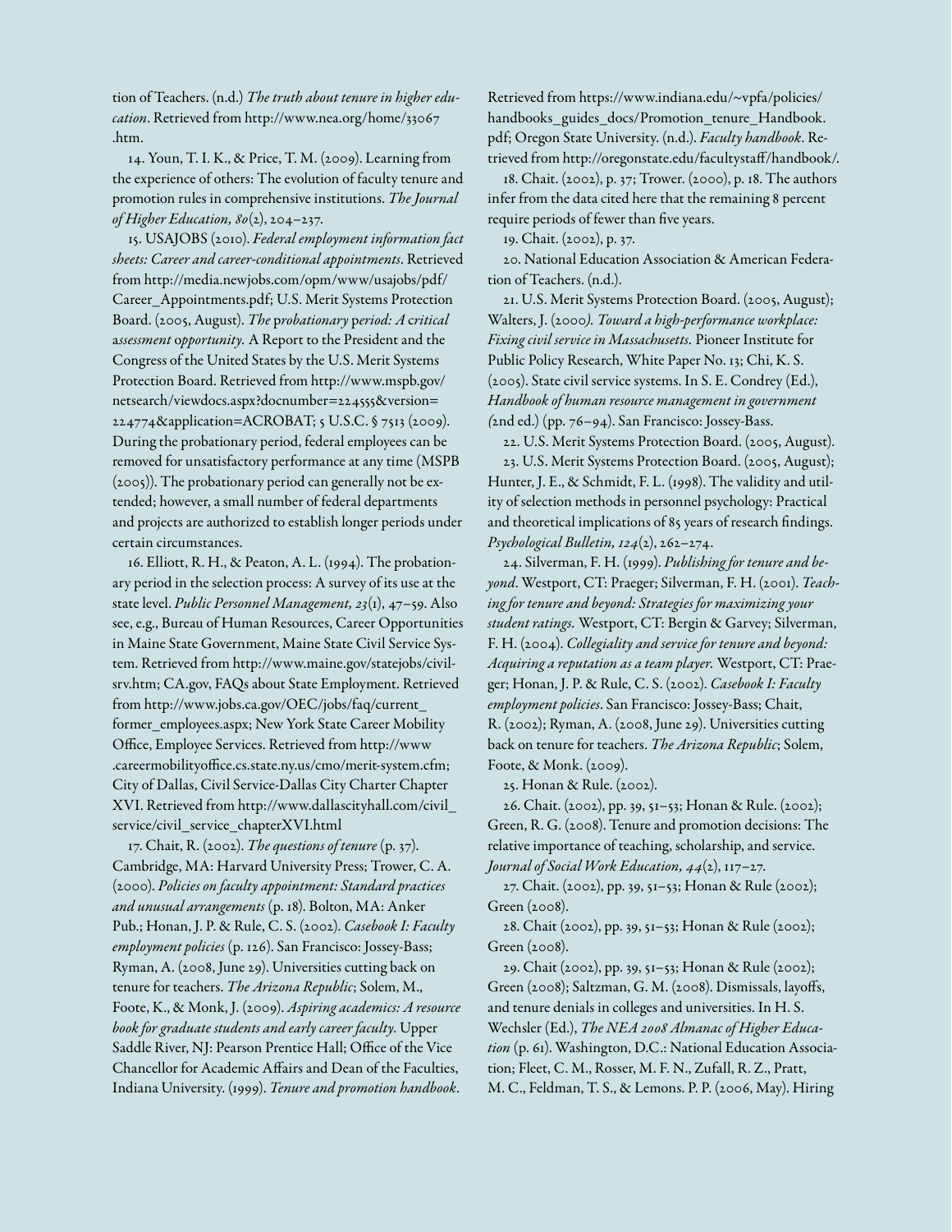tion of Teachers. (n.d.) *The truth about tenure in higher education*. Retrieved from http://www.nea.org/home/33067.htm.

14. Youn, T. I. K., & Price, T. M. (2009). Learning from the experience of others: The evolution of faculty tenure and promotion rules in comprehensive institutions. *The Journal of Higher Education, 80*(2), 204–237.

15. USAJOBS (2010). *Federal employment information fact sheets: Career and career-conditional appointments*. Retrieved from http://media.newjobs.com/opm/www/usajobs/pdf/Career_Appointments.pdf; U.S. Merit Systems Protection Board. (2005, August). *The probationary period: A critical assessment opportunity.* A Report to the President and the Congress of the United States by the U.S. Merit Systems Protection Board. Retrieved from http://www.mspb.gov/netsearch/viewdocs.aspx?docnumber=224555&version=224774&application=ACROBAT; 5 U.S.C. § 7513 (2009). During the probationary period, federal employees can be removed for unsatisfactory performance at any time (MSPB (2005)). The probationary period can generally not be extended; however, a small number of federal departments and projects are authorized to establish longer periods under certain circumstances.

16. Elliott, R. H., & Peaton, A. L. (1994). The probationary period in the selection process: A survey of its use at the state level. *Public Personnel Management, 23*(1), 47–59. Also see, e.g., Bureau of Human Resources, Career Opportunities in Maine State Government, Maine State Civil Service System. Retrieved from http://www.maine.gov/statejobs/civilsrv.htm; CA.gov, FAQs about State Employment. Retrieved from http://www.jobs.ca.gov/OEC/jobs/faq/current_former_employees.aspx; New York State Career Mobility Office, Employee Services. Retrieved from http://www.careermobilityoffice.cs.state.ny.us/cmo/merit-system.cfm; City of Dallas, Civil Service-Dallas City Charter Chapter XVI. Retrieved from http://www.dallascityhall.com/civil_service/civil_service_chapterXVI.html

17. Chait, R. (2002). *The questions of tenure* (p. 37). Cambridge, MA: Harvard University Press; Trower, C. A. (2000). *Policies on faculty appointment: Standard practices and unusual arrangements* (p. 18). Bolton, MA: Anker Pub.; Honan, J. P. & Rule, C. S. (2002). *Casebook I: Faculty employment policies* (p. 126). San Francisco: Jossey-Bass; Ryman, A. (2008, June 29). Universities cutting back on tenure for teachers. *The Arizona Republic*; Solem, M., Foote, K., & Monk, J. (2009). *Aspiring academics: A resource book for graduate students and early career faculty.* Upper Saddle River, NJ: Pearson Prentice Hall; Office of the Vice Chancellor for Academic Affairs and Dean of the Faculties, Indiana University. (1999). *Tenure and promotion handbook*. Retrieved from https://www.indiana.edu/~vpfa/policies/handbooks_guides_docs/Promotion_tenure_Handbook.pdf; Oregon State University. (n.d.). *Faculty handbook*. Retrieved from http://oregonstate.edu/facultystaff/handbook/.

18. Chait. (2002), p. 37; Trower. (2000), p. 18. The authors infer from the data cited here that the remaining 8 percent require periods of fewer than five years.

19. Chait. (2002), p. 37.

20. National Education Association & American Federation of Teachers. (n.d.).

21. U.S. Merit Systems Protection Board. (2005, August); Walters, J. (2000*). Toward a high-performance workplace: Fixing civil service in Massachusetts.* Pioneer Institute for Public Policy Research, White Paper No. 13; Chi, K. S. (2005). State civil service systems. In S. E. Condrey (Ed.), *Handbook of human resource management in government (*2nd ed.) (pp. 76–94). San Francisco: Jossey-Bass.

22. U.S. Merit Systems Protection Board. (2005, August).

23. U.S. Merit Systems Protection Board. (2005, August); Hunter, J. E., & Schmidt, F. L. (1998). The validity and utility of selection methods in personnel psychology: Practical and theoretical implications of 85 years of research findings. *Psychological Bulletin, 124*(2), 262–274.

24. Silverman, F. H. (1999). *Publishing for tenure and beyond*. Westport, CT: Praeger; Silverman, F. H. (2001). *Teaching for tenure and beyond: Strategies for maximizing your student ratings.* Westport, CT: Bergin & Garvey; Silverman, F. H. (2004). *Collegiality and service for tenure and beyond: Acquiring a reputation as a team player.* Westport, CT: Praeger; Honan, J. P. & Rule, C. S. (2002). *Casebook I: Faculty employment policies*. San Francisco: Jossey-Bass; Chait, R. (2002); Ryman, A. (2008, June 29). Universities cutting back on tenure for teachers. *The Arizona Republic*; Solem, Foote, & Monk. (2009).

25. Honan & Rule. (2002).

26. Chait. (2002), pp. 39, 51–53; Honan & Rule. (2002); Green, R. G. (2008). Tenure and promotion decisions: The relative importance of teaching, scholarship, and service. *Journal of Social Work Education, 44*(2), 117–27.

27. Chait. (2002), pp. 39, 51–53; Honan & Rule (2002); Green (2008).

28. Chait (2002), pp. 39, 51–53; Honan & Rule (2002); Green (2008).

29. Chait (2002), pp. 39, 51–53; Honan & Rule (2002); Green (2008); Saltzman, G. M. (2008). Dismissals, layoffs, and tenure denials in colleges and universities. In H. S. Wechsler (Ed.), *The NEA 2008 Almanac of Higher Education* (p. 61). Washington, D.C.: National Education Association; Fleet, C. M., Rosser, M. F. N., Zufall, R. Z., Pratt, M. C., Feldman, T. S., & Lemons. P. P. (2006, May). Hiring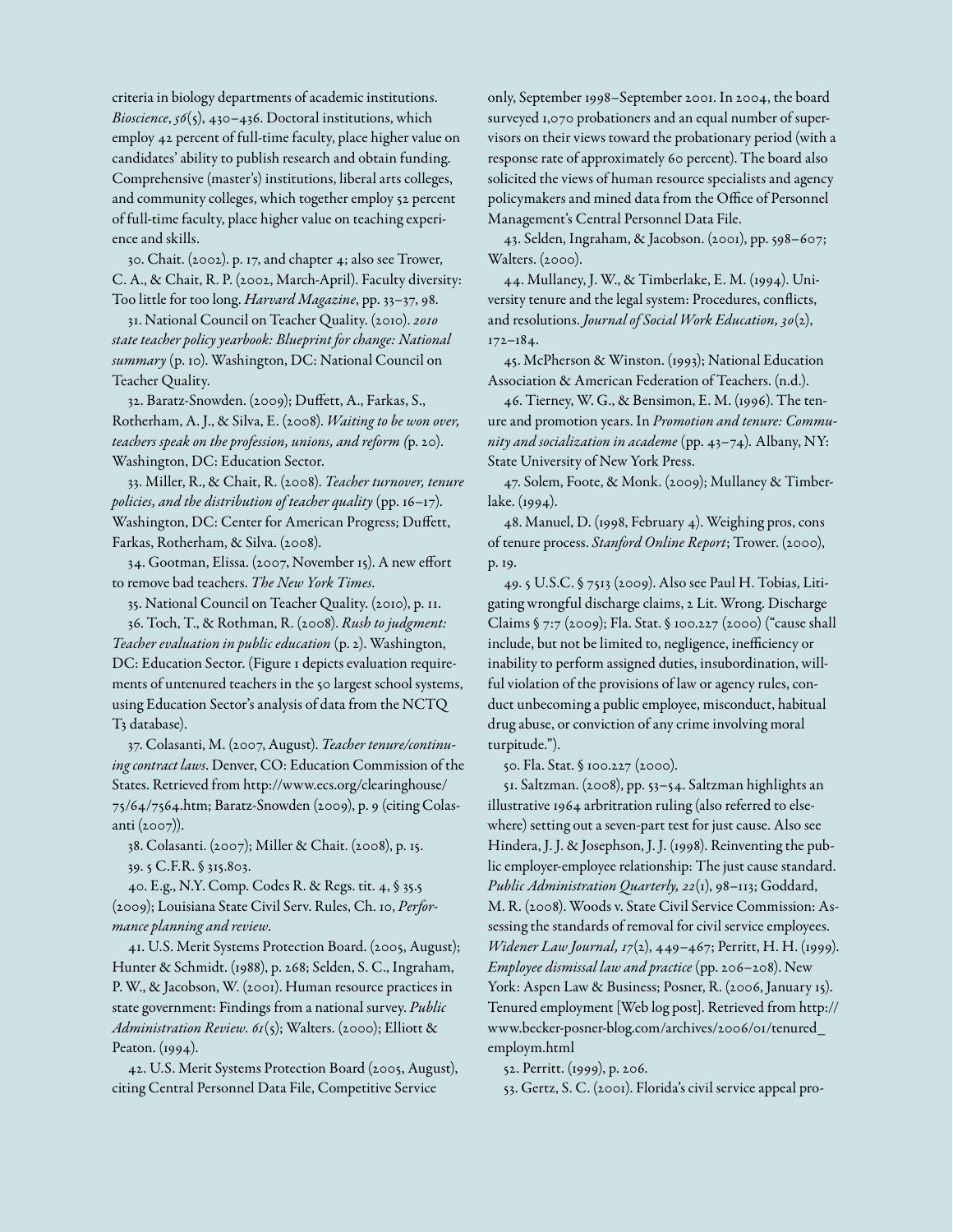criteria in biology departments of academic institutions. *Bioscience*, *56*(5), 430–436. Doctoral institutions, which employ 42 percent of full-time faculty, place higher value on candidates' ability to publish research and obtain funding. Comprehensive (master's) institutions, liberal arts colleges, and community colleges, which together employ 52 percent of full-time faculty, place higher value on teaching experience and skills.

30. Chait. (2002). p. 17, and chapter 4; also see Trower, C. A., & Chait, R. P. (2002, March-April). Faculty diversity: Too little for too long. *Harvard Magazine*, pp. 33–37, 98.

31. National Council on Teacher Quality. (2010). *2010 state teacher policy yearbook: Blueprint for change: National summary* (p. 10). Washington, DC: National Council on Teacher Quality.

32. Baratz-Snowden. (2009); Duffett, A., Farkas, S., Rotherham, A. J., & Silva, E. (2008). *Waiting to be won over, teachers speak on the profession, unions, and reform (*p. 20). Washington, DC: Education Sector.

33. Miller, R., & Chait, R. (2008). *Teacher turnover, tenure policies, and the distribution of teacher quality* (pp. 16–17). Washington, DC: Center for American Progress; Duffett, Farkas, Rotherham, & Silva. (2008).

34. Gootman, Elissa. (2007, November 15). A new effort to remove bad teachers. *The New York Times*.

35. National Council on Teacher Quality. (2010), p. 11.

36. Toch, T., & Rothman, R. (2008). *Rush to judgment: Teacher evaluation in public education* (p. 2). Washington, DC: Education Sector. (Figure 1 depicts evaluation requirements of untenured teachers in the 50 largest school systems, using Education Sector's analysis of data from the NCTQ T3 database).

37. Colasanti, M. (2007, August). *Teacher tenure/continuing contract laws*. Denver, CO: Education Commission of the States. Retrieved from http://www.ecs.org/clearinghouse/75/64/7564.htm; Baratz-Snowden (2009), p. 9 (citing Colasanti (2007)).

38. Colasanti. (2007); Miller & Chait. (2008), p. 15.

39. 5 C.F.R. § 315.803.

40. E.g., N.Y. Comp. Codes R. & Regs. tit. 4, § 35.5 (2009); Louisiana State Civil Serv. Rules, Ch. 10, *Performance planning and review*.

41. U.S. Merit Systems Protection Board. (2005, August); Hunter & Schmidt. (1988), p. 268; Selden, S. C., Ingraham, P. W., & Jacobson, W. (2001). Human resource practices in state government: Findings from a national survey. *Public Administration Review*. *61*(5); Walters. (2000); Elliott & Peaton. (1994).

42. U.S. Merit Systems Protection Board (2005, August), citing Central Personnel Data File, Competitive Service only, September 1998–September 2001. In 2004, the board surveyed 1,070 probationers and an equal number of supervisors on their views toward the probationary period (with a response rate of approximately 60 percent). The board also solicited the views of human resource specialists and agency policymakers and mined data from the Office of Personnel Management's Central Personnel Data File.

43. Selden, Ingraham, & Jacobson. (2001), pp. 598–607; Walters. (2000).

44. Mullaney, J. W., & Timberlake, E. M. (1994). University tenure and the legal system: Procedures, conflicts, and resolutions. *Journal of Social Work Education, 30*(2), 172–184.

45. McPherson & Winston. (1993); National Education Association & American Federation of Teachers. (n.d.).

46. Tierney, W. G., & Bensimon, E. M. (1996). The tenure and promotion years. In *Promotion and tenure: Community and socialization in academe* (pp. 43–74). Albany, NY: State University of New York Press.

47. Solem, Foote, & Monk. (2009); Mullaney & Timberlake. (1994).

48. Manuel, D. (1998, February 4). Weighing pros, cons of tenure process. *Stanford Online Report*; Trower. (2000), p. 19.

49. 5 U.S.C. § 7513 (2009). Also see Paul H. Tobias, Litigating wrongful discharge claims, 2 Lit. Wrong. Discharge Claims § 7:7 (2009); Fla. Stat. § 100.227 (2000) ("cause shall include, but not be limited to, negligence, inefficiency or inability to perform assigned duties, insubordination, willful violation of the provisions of law or agency rules, conduct unbecoming a public employee, misconduct, habitual drug abuse, or conviction of any crime involving moral turpitude.").

50. Fla. Stat. § 100.227 (2000).

51. Saltzman. (2008), pp. 53–54. Saltzman highlights an illustrative 1964 arbitration ruling (also referred to elsewhere) setting out a seven-part test for just cause. Also see Hindera, J. J. & Josephson, J. J. (1998). Reinventing the public employer-employee relationship: The just cause standard. *Public Administration Quarterly, 22*(1), 98–113; Goddard, M. R. (2008). Woods v. State Civil Service Commission: Assessing the standards of removal for civil service employees. *Widener Law Journal, 17*(2), 449–467; Perritt, H. H. (1999). *Employee dismissal law and practice* (pp. 206–208). New York: Aspen Law & Business; Posner, R. (2006, January 15). Tenured employment [Web log post]. Retrieved from http://www.becker-posner-blog.com/archives/2006/01/tenured_employm.html

52. Perritt. (1999), p. 206.

53. Gertz, S. C. (2001). Florida's civil service appeal pro-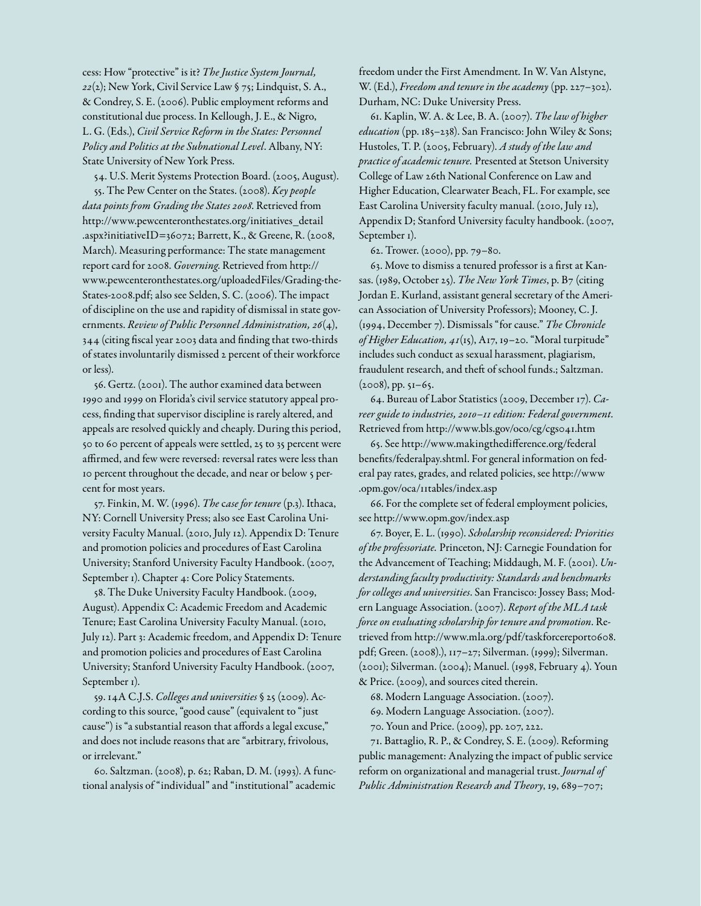cess: How "protective" is it? *The Justice System Journal, 22*(2); New York, Civil Service Law § 75; Lindquist, S. A., & Condrey, S. E. (2006). Public employment reforms and constitutional due process. In Kellough, J. E., & Nigro, L. G. (Eds.), *Civil Service Reform in the States: Personnel Policy and Politics at the Subnational Level*. Albany, NY: State University of New York Press.

54. U.S. Merit Systems Protection Board. (2005, August).

55. The Pew Center on the States. (2008). *Key people data points from Grading the States 2008*. Retrieved from http://www.pewcenteronthestates.org/initiatives_detail.aspx?initiativeID=36072; Barrett, K., & Greene, R. (2008, March). Measuring performance: The state management report card for 2008. *Governing*. Retrieved from http://www.pewcenteronthestates.org/uploadedFiles/Grading-the-States-2008.pdf; also see Selden, S. C. (2006). The impact of discipline on the use and rapidity of dismissal in state governments. *Review of Public Personnel Administration, 26*(4), 344 (citing fiscal year 2003 data and finding that two-thirds of states involuntarily dismissed 2 percent of their workforce or less).

56. Gertz. (2001). The author examined data between 1990 and 1999 on Florida's civil service statutory appeal process, finding that supervisor discipline is rarely altered, and appeals are resolved quickly and cheaply. During this period, 50 to 60 percent of appeals were settled, 25 to 35 percent were affirmed, and few were reversed: reversal rates were less than 10 percent throughout the decade, and near or below 5 percent for most years.

57. Finkin, M. W. (1996). *The case for tenure* (p.3). Ithaca, NY: Cornell University Press; also see East Carolina University Faculty Manual. (2010, July 12). Appendix D: Tenure and promotion policies and procedures of East Carolina University; Stanford University Faculty Handbook. (2007, September 1). Chapter 4: Core Policy Statements.

58. The Duke University Faculty Handbook. (2009, August). Appendix C: Academic Freedom and Academic Tenure; East Carolina University Faculty Manual. (2010, July 12). Part 3: Academic freedom, and Appendix D: Tenure and promotion policies and procedures of East Carolina University; Stanford University Faculty Handbook. (2007, September 1).

59. 14A C.J.S. *Colleges and universities* § 25 (2009). According to this source, "good cause" (equivalent to "just cause") is "a substantial reason that affords a legal excuse," and does not include reasons that are "arbitrary, frivolous, or irrelevant."

60. Saltzman. (2008), p. 62; Raban, D. M. (1993). A functional analysis of "individual" and "institutional" academic freedom under the First Amendment. In W. Van Alstyne, W. (Ed.), *Freedom and tenure in the academy* (pp. 227–302). Durham, NC: Duke University Press.

61. Kaplin, W. A. & Lee, B. A. (2007). *The law of higher education* (pp. 185–238). San Francisco: John Wiley & Sons; Hustoles, T. P. (2005, February). *A study of the law and practice of academic tenure.* Presented at Stetson University College of Law 26th National Conference on Law and Higher Education, Clearwater Beach, FL. For example, see East Carolina University faculty manual. (2010, July 12), Appendix D; Stanford University faculty handbook. (2007, September 1).

62. Trower. (2000), pp. 79–80.

63. Move to dismiss a tenured professor is a first at Kansas. (1989, October 25). *The New York Times*, p. B7 (citing Jordan E. Kurland, assistant general secretary of the American Association of University Professors); Mooney, C. J. (1994, December 7). Dismissals "for cause." *The Chronicle of Higher Education, 41*(15), A17, 19–20. "Moral turpitude" includes such conduct as sexual harassment, plagiarism, fraudulent research, and theft of school funds.; Saltzman. (2008), pp. 51–65.

64. Bureau of Labor Statistics (2009, December 17). *Career guide to industries, 2010–11 edition: Federal government.* Retrieved from http://www.bls.gov/oco/cg/cgs041.htm

65. See http://www.makingthedifference.org/federal benefits/federalpay.shtml. For general information on federal pay rates, grades, and related policies, see http://www.opm.gov/oca/11tables/index.asp

66. For the complete set of federal employment policies, see http://www.opm.gov/index.asp

67. Boyer, E. L. (1990). *Scholarship reconsidered: Priorities of the professoriate.* Princeton, NJ: Carnegie Foundation for the Advancement of Teaching; Middaugh, M. F. (2001). *Understanding faculty productivity: Standards and benchmarks for colleges and universities*. San Francisco: Jossey Bass; Modern Language Association. (2007). *Report of the MLA task force on evaluating scholarship for tenure and promotion*. Retrieved from http://www.mla.org/pdf/taskforcereport0608.pdf; Green. (2008).), 117–27; Silverman. (1999); Silverman. (2001); Silverman. (2004); Manuel. (1998, February 4). Youn & Price. (2009), and sources cited therein.

68. Modern Language Association. (2007).

69. Modern Language Association. (2007).

70. Youn and Price. (2009), pp. 207, 222.

71. Battaglio, R. P., & Condrey, S. E. (2009). Reforming public management: Analyzing the impact of public service reform on organizational and managerial trust. *Journal of Public Administration Research and Theory*, 19, 689–707;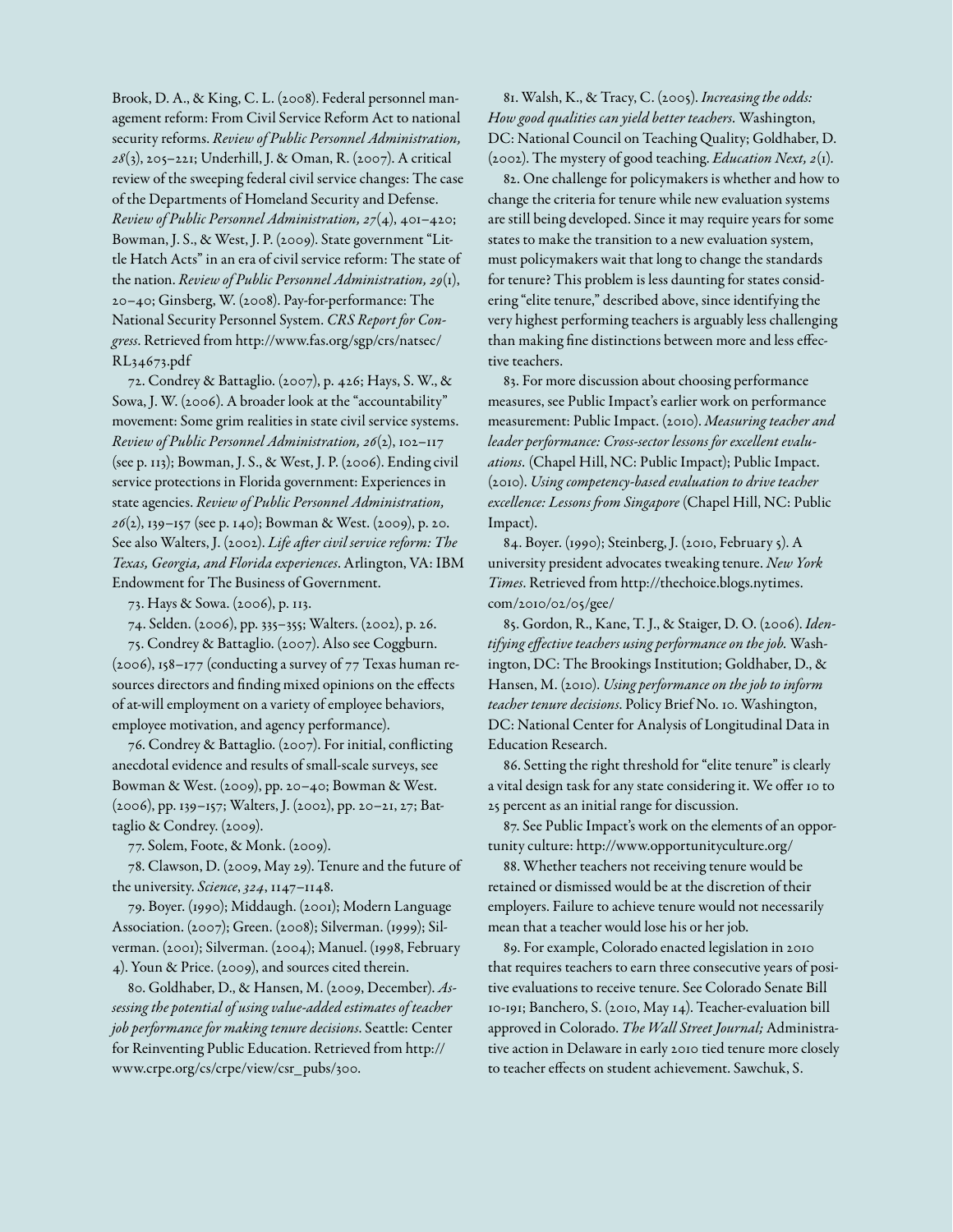Brook, D. A., & King, C. L. (2008). Federal personnel management reform: From Civil Service Reform Act to national security reforms. *Review of Public Personnel Administration, 28*(3), 205–221; Underhill, J. & Oman, R. (2007). A critical review of the sweeping federal civil service changes: The case of the Departments of Homeland Security and Defense. *Review of Public Personnel Administration, 27*(4), 401–420; Bowman, J. S., & West, J. P. (2009). State government "Little Hatch Acts" in an era of civil service reform: The state of the nation. *Review of Public Personnel Administration, 29*(1), 20–40; Ginsberg, W. (2008). Pay-for-performance: The National Security Personnel System. *CRS Report for Congress*. Retrieved from http://www.fas.org/sgp/crs/natsec/RL34673.pdf

72. Condrey & Battaglio. (2007), p. 426; Hays, S. W., & Sowa, J. W. (2006). A broader look at the "accountability" movement: Some grim realities in state civil service systems. *Review of Public Personnel Administration, 26*(2), 102–117 (see p. 113); Bowman, J. S., & West, J. P. (2006). Ending civil service protections in Florida government: Experiences in state agencies. *Review of Public Personnel Administration, 26*(2), 139–157 (see p. 140); Bowman & West. (2009), p. 20. See also Walters, J. (2002). *Life after civil service reform: The Texas, Georgia, and Florida experiences*. Arlington, VA: IBM Endowment for The Business of Government.

73. Hays & Sowa. (2006), p. 113.

74. Selden. (2006), pp. 335–355; Walters. (2002), p. 26.

75. Condrey & Battaglio. (2007). Also see Coggburn. (2006), 158–177 (conducting a survey of 77 Texas human resources directors and finding mixed opinions on the effects of at-will employment on a variety of employee behaviors, employee motivation, and agency performance).

76. Condrey & Battaglio. (2007). For initial, conflicting anecdotal evidence and results of small-scale surveys, see Bowman & West. (2009), pp. 20–40; Bowman & West. (2006), pp. 139–157; Walters, J. (2002), pp. 20–21, 27; Battaglio & Condrey. (2009).

77. Solem, Foote, & Monk. (2009).

78. Clawson, D. (2009, May 29). Tenure and the future of the university. *Science*, *324*, 1147–1148.

79. Boyer. (1990); Middaugh. (2001); Modern Language Association. (2007); Green. (2008); Silverman. (1999); Silverman. (2001); Silverman. (2004); Manuel. (1998, February 4). Youn & Price. (2009), and sources cited therein.

80. Goldhaber, D., & Hansen, M. (2009, December). *Assessing the potential of using value-added estimates of teacher job performance for making tenure decisions*. Seattle: Center for Reinventing Public Education. Retrieved from http://www.crpe.org/cs/crpe/view/csr_pubs/300.

81. Walsh, K., & Tracy, C. (2005). *Increasing the odds: How good qualities can yield better teachers.* Washington, DC: National Council on Teaching Quality; Goldhaber, D. (2002). The mystery of good teaching. *Education Next, 2*(1).

82. One challenge for policymakers is whether and how to change the criteria for tenure while new evaluation systems are still being developed. Since it may require years for some states to make the transition to a new evaluation system, must policymakers wait that long to change the standards for tenure? This problem is less daunting for states considering "elite tenure," described above, since identifying the very highest performing teachers is arguably less challenging than making fine distinctions between more and less effective teachers.

83. For more discussion about choosing performance measures, see Public Impact's earlier work on performance measurement: Public Impact. (2010). *Measuring teacher and leader performance: Cross-sector lessons for excellent evaluations.* (Chapel Hill, NC: Public Impact); Public Impact. (2010). *Using competency-based evaluation to drive teacher excellence: Lessons from Singapore* (Chapel Hill, NC: Public Impact).

84. Boyer. (1990); Steinberg, J. (2010, February 5). A university president advocates tweaking tenure. *New York Times*. Retrieved from http://thechoice.blogs.nytimes.com/2010/02/05/gee/

85. Gordon, R., Kane, T. J., & Staiger, D. O. (2006). *Identifying effective teachers using performance on the job.* Washington, DC: The Brookings Institution; Goldhaber, D., & Hansen, M. (2010). *Using performance on the job to inform teacher tenure decisions*. Policy Brief No. 10. Washington, DC: National Center for Analysis of Longitudinal Data in Education Research.

86. Setting the right threshold for "elite tenure" is clearly a vital design task for any state considering it. We offer 10 to 25 percent as an initial range for discussion.

87. See Public Impact's work on the elements of an opportunity culture: http://www.opportunityculture.org/

88. Whether teachers not receiving tenure would be retained or dismissed would be at the discretion of their employers. Failure to achieve tenure would not necessarily mean that a teacher would lose his or her job.

89. For example, Colorado enacted legislation in 2010 that requires teachers to earn three consecutive years of positive evaluations to receive tenure. See Colorado Senate Bill 10-191; Banchero, S. (2010, May 14). Teacher-evaluation bill approved in Colorado. *The Wall Street Journal;* Administrative action in Delaware in early 2010 tied tenure more closely to teacher effects on student achievement. Sawchuk, S.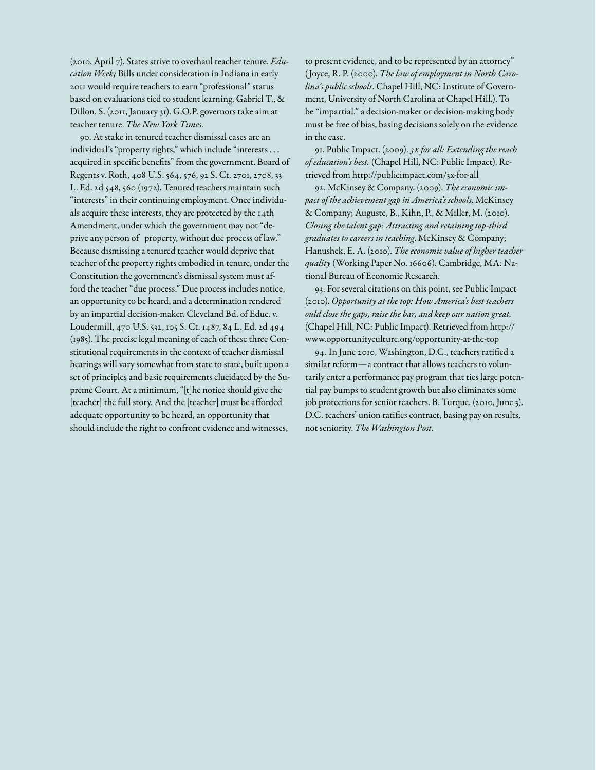(2010, April 7). States strive to overhaul teacher tenure. *Education Week;* Bills under consideration in Indiana in early 2011 would require teachers to earn "professional" status based on evaluations tied to student learning. Gabriel T., & Dillon, S. (2011, January 31). G.O.P. governors take aim at teacher tenure. *The New York Times*.

90. At stake in tenured teacher dismissal cases are an individual's "property rights," which include "interests . . . acquired in specific benefits" from the government. Board of Regents v. Roth, 408 U.S. 564, 576, 92 S. Ct. 2701, 2708, 33 L. Ed. 2d 548, 560 (1972). Tenured teachers maintain such "interests" in their continuing employment. Once individuals acquire these interests, they are protected by the 14th Amendment, under which the government may not "deprive any person of property, without due process of law." Because dismissing a tenured teacher would deprive that teacher of the property rights embodied in tenure, under the Constitution the government's dismissal system must afford the teacher "due process." Due process includes notice, an opportunity to be heard, and a determination rendered by an impartial decision-maker. Cleveland Bd. of Educ. v. Loudermill, 470 U.S. 532, 105 S. Ct. 1487, 84 L. Ed. 2d 494 (1985). The precise legal meaning of each of these three Constitutional requirements in the context of teacher dismissal hearings will vary somewhat from state to state, built upon a set of principles and basic requirements elucidated by the Supreme Court. At a minimum, "[t]he notice should give the [teacher] the full story. And the [teacher] must be afforded adequate opportunity to be heard, an opportunity that should include the right to confront evidence and witnesses, to present evidence, and to be represented by an attorney" (Joyce, R. P. (2000). *The law of employment in North Carolina's public schools*. Chapel Hill, NC: Institute of Government, University of North Carolina at Chapel Hill.). To be "impartial," a decision-maker or decision-making body must be free of bias, basing decisions solely on the evidence in the case.

91. Public Impact. (2009). *3X for all: Extending the reach of education's best.* (Chapel Hill, NC: Public Impact). Retrieved from http://publicimpact.com/3x-for-all

92. McKinsey & Company. (2009). *The economic impact of the achievement gap in America's schools*. McKinsey & Company; Auguste, B., Kihn, P., & Miller, M. (2010). *Closing the talent gap: Attracting and retaining top-third graduates to careers in teaching*. McKinsey & Company; Hanushek, E. A. (2010). *The economic value of higher teacher quality* (Working Paper No. 16606). Cambridge, MA: National Bureau of Economic Research.

93. For several citations on this point, see Public Impact (2010). *Opportunity at the top: How America's best teachers ould close the gaps, raise the bar, and keep our nation great.* (Chapel Hill, NC: Public Impact). Retrieved from http://www.opportunityculture.org/opportunity-at-the-top

94. In June 2010, Washington, D.C., teachers ratified a similar reform—a contract that allows teachers to voluntarily enter a performance pay program that ties large potential pay bumps to student growth but also eliminates some job protections for senior teachers. B. Turque. (2010, June 3). D.C. teachers' union ratifies contract, basing pay on results, not seniority. *The Washington Post*.